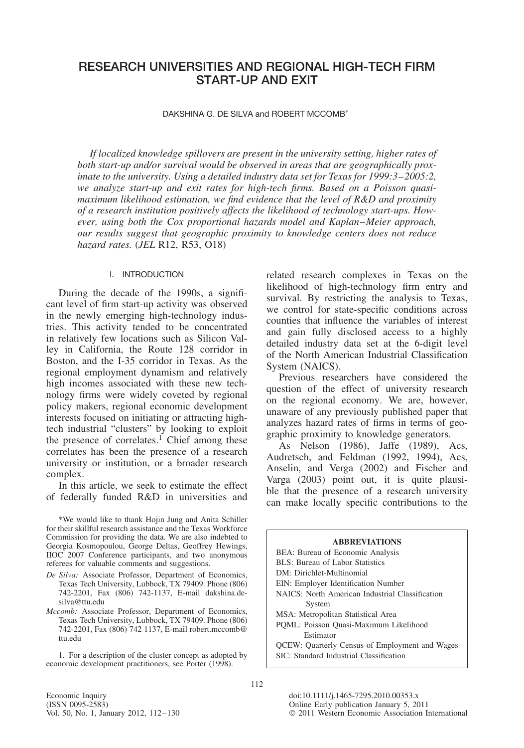# RESEARCH UNIVERSITIES AND REGIONAL HIGH-TECH FIRM START-UP AND EXIT

DAKSHINA G. DE SILVA and ROBERT MCCOMB*

*If localized knowledge spillovers are present in the university setting, higher rates of both start-up and/or survival would be observed in areas that are geographically proximate to the university. Using a detailed industry data set for Texas for 1999:3–2005:2, we analyze start-up and exit rates for high-tech firms. Based on a Poisson quasi-maximum likelihood estimation, we find evidence that the level of R&D and proximity of a research institution positively affects the likelihood of technology start-ups. However, using both the Cox proportional hazards model and Kaplan–Meier approach, our results suggest that geographic proximity to knowledge centers does not reduce hazard rates.* (*JEL* R12, R53, O18)

## I. INTRODUCTION

During the decade of the 1990s, a significant level of firm start-up activity was observed in the newly emerging high-technology industries. This activity tended to be concentrated in relatively few locations such as Silicon Valley in California, the Route 128 corridor in Boston, and the I-35 corridor in Texas. As the regional employment dynamism and relatively high incomes associated with these new technology firms were widely coveted by regional policy makers, regional economic development interests focused on initiating or attracting high-tech industrial "clusters" by looking to exploit the presence of correlates.[1] Chief among these correlates has been the presence of a research university or institution, or a broader research complex.

In this article, we seek to estimate the effect of federally funded R&D in universities and related research complexes in Texas on the likelihood of high-technology firm entry and survival. By restricting the analysis to Texas, we control for state-specific conditions across counties that influence the variables of interest and gain fully disclosed access to a highly detailed industry data set at the 6-digit level of the North American Industrial Classification System (NAICS).

Previous researchers have considered the question of the effect of university research on the regional economy. We are, however, unaware of any previously published paper that analyzes hazard rates of firms in terms of geographic proximity to knowledge generators.

As Nelson (1986), Jaffe (1989), Acs, Audretsch, and Feldman (1992, 1994), Acs, Anselin, and Verga (2002) and Fischer and Varga (2003) point out, it is quite plausible that the presence of a research university can make locally specific contributions to the

*We would like to thank Hojin Jung and Anita Schiller for their skillful research assistance and the Texas Workforce Commission for providing the data. We are also indebted to Georgia Kosmopoulou, George Deltas, Geoffrey Hewings, IIOC 2007 Conference participants, and two anonymous referees for valuable comments and suggestions.

*De Silva:* Associate Professor, Department of Economics, Texas Tech University, Lubbock, TX 79409. Phone (806) 742-2201, Fax (806) 742-1137, E-mail dakshina.de-silva@ttu.edu

*Mccomb:* Associate Professor, Department of Economics, Texas Tech University, Lubbock, TX 79409. Phone (806) 742-2201, Fax (806) 742 1137, E-mail robert.mccomb@ttu.edu

1. For a description of the cluster concept as adopted by economic development practitioners, see Porter (1998).

**ABBREVIATIONS**

BEA: Bureau of Economic Analysis
BLS: Bureau of Labor Statistics
DM: Dirichlet-Multinomial
EIN: Employer Identification Number
NAICS: North American Industrial Classification System
MSA: Metropolitan Statistical Area
PQML: Poisson Quasi-Maximum Likelihood Estimator
QCEW: Quarterly Census of Employment and Wages
SIC: Standard Industrial Classification

doi:10.1111/j.1465-7295.2010.00353.x
Online Early publication January 5, 2011
© 2011 Western Economic Association International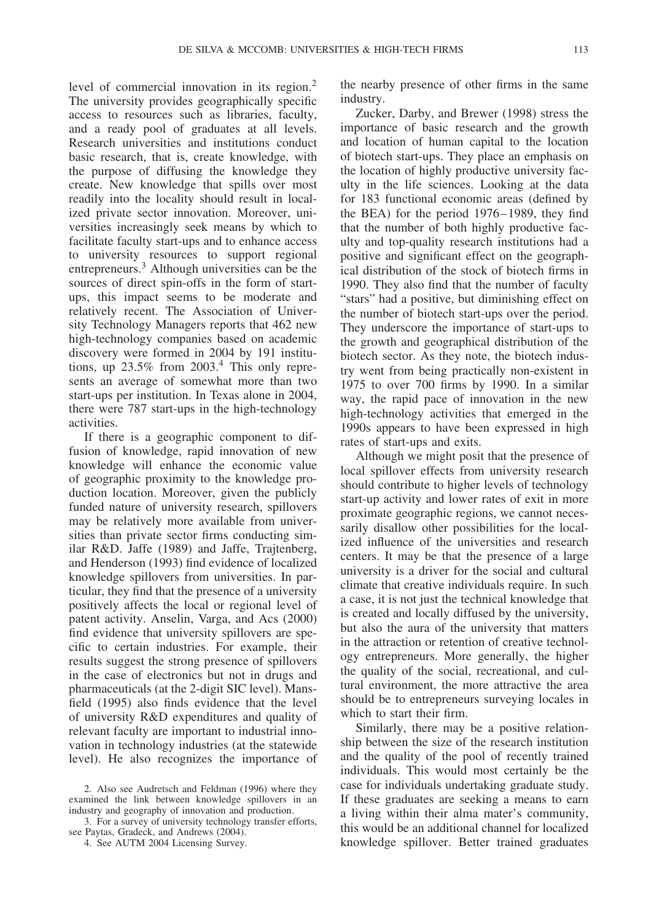level of commercial innovation in its region.[2] The university provides geographically specific access to resources such as libraries, faculty, and a ready pool of graduates at all levels. Research universities and institutions conduct basic research, that is, create knowledge, with the purpose of diffusing the knowledge they create. New knowledge that spills over most readily into the locality should result in localized private sector innovation. Moreover, universities increasingly seek means by which to facilitate faculty start-ups and to enhance access to university resources to support regional entrepreneurs.[3] Although universities can be the sources of direct spin-offs in the form of start-ups, this impact seems to be moderate and relatively recent. The Association of University Technology Managers reports that 462 new high-technology companies based on academic discovery were formed in 2004 by 191 institutions, up 23.5% from 2003.[4] This only represents an average of somewhat more than two start-ups per institution. In Texas alone in 2004, there were 787 start-ups in the high-technology activities.

If there is a geographic component to diffusion of knowledge, rapid innovation of new knowledge will enhance the economic value of geographic proximity to the knowledge production location. Moreover, given the publicly funded nature of university research, spillovers may be relatively more available from universities than private sector firms conducting similar R&D. Jaffe (1989) and Jaffe, Trajtenberg, and Henderson (1993) find evidence of localized knowledge spillovers from universities. In particular, they find that the presence of a university positively affects the local or regional level of patent activity. Anselin, Varga, and Acs (2000) find evidence that university spillovers are specific to certain industries. For example, their results suggest the strong presence of spillovers in the case of electronics but not in drugs and pharmaceuticals (at the 2-digit SIC level). Mansfield (1995) also finds evidence that the level of university R&D expenditures and quality of relevant faculty are important to industrial innovation in technology industries (at the statewide level). He also recognizes the importance of the nearby presence of other firms in the same industry.

Zucker, Darby, and Brewer (1998) stress the importance of basic research and the growth and location of human capital to the location of biotech start-ups. They place an emphasis on the location of highly productive university faculty in the life sciences. Looking at the data for 183 functional economic areas (defined by the BEA) for the period 1976–1989, they find that the number of both highly productive faculty and top-quality research institutions had a positive and significant effect on the geographical distribution of the stock of biotech firms in 1990. They also find that the number of faculty "stars" had a positive, but diminishing effect on the number of biotech start-ups over the period. They underscore the importance of start-ups to the growth and geographical distribution of the biotech sector. As they note, the biotech industry went from being practically non-existent in 1975 to over 700 firms by 1990. In a similar way, the rapid pace of innovation in the new high-technology activities that emerged in the 1990s appears to have been expressed in high rates of start-ups and exits.

Although we might posit that the presence of local spillover effects from university research should contribute to higher levels of technology start-up activity and lower rates of exit in more proximate geographic regions, we cannot necessarily disallow other possibilities for the localized influence of the universities and research centers. It may be that the presence of a large university is a driver for the social and cultural climate that creative individuals require. In such a case, it is not just the technical knowledge that is created and locally diffused by the university, but also the aura of the university that matters in the attraction or retention of creative technology entrepreneurs. More generally, the higher the quality of the social, recreational, and cultural environment, the more attractive the area should be to entrepreneurs surveying locales in which to start their firm.

Similarly, there may be a positive relationship between the size of the research institution and the quality of the pool of recently trained individuals. This would most certainly be the case for individuals undertaking graduate study. If these graduates are seeking a means to earn a living within their alma mater's community, this would be an additional channel for localized knowledge spillover. Better trained graduates

2. Also see Audretsch and Feldman (1996) where they examined the link between knowledge spillovers in an industry and geography of innovation and production.

3. For a survey of university technology transfer efforts, see Paytas, Gradeck, and Andrews (2004).

4. See AUTM 2004 Licensing Survey.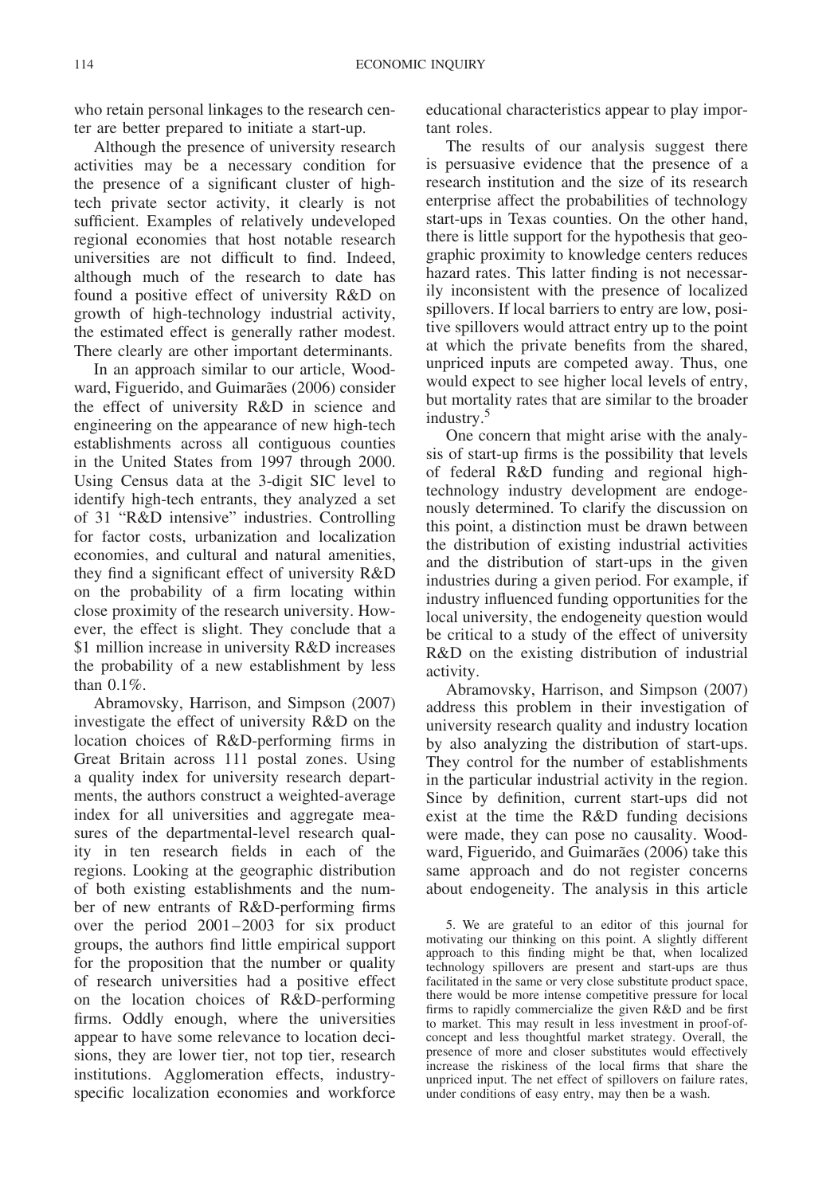who retain personal linkages to the research center are better prepared to initiate a start-up.

Although the presence of university research activities may be a necessary condition for the presence of a significant cluster of high-tech private sector activity, it clearly is not sufficient. Examples of relatively undeveloped regional economies that host notable research universities are not difficult to find. Indeed, although much of the research to date has found a positive effect of university R&D on growth of high-technology industrial activity, the estimated effect is generally rather modest. There clearly are other important determinants.

In an approach similar to our article, Woodward, Figuerido, and Guimarães (2006) consider the effect of university R&D in science and engineering on the appearance of new high-tech establishments across all contiguous counties in the United States from 1997 through 2000. Using Census data at the 3-digit SIC level to identify high-tech entrants, they analyzed a set of 31 "R&D intensive" industries. Controlling for factor costs, urbanization and localization economies, and cultural and natural amenities, they find a significant effect of university R&D on the probability of a firm locating within close proximity of the research university. However, the effect is slight. They conclude that a \$1 million increase in university R&D increases the probability of a new establishment by less than 0.1%.

Abramovsky, Harrison, and Simpson (2007) investigate the effect of university R&D on the location choices of R&D-performing firms in Great Britain across 111 postal zones. Using a quality index for university research departments, the authors construct a weighted-average index for all universities and aggregate measures of the departmental-level research quality in ten research fields in each of the regions. Looking at the geographic distribution of both existing establishments and the number of new entrants of R&D-performing firms over the period 2001–2003 for six product groups, the authors find little empirical support for the proposition that the number or quality of research universities had a positive effect on the location choices of R&D-performing firms. Oddly enough, where the universities appear to have some relevance to location decisions, they are lower tier, not top tier, research institutions. Agglomeration effects, industry-specific localization economies and workforce educational characteristics appear to play important roles.

The results of our analysis suggest there is persuasive evidence that the presence of a research institution and the size of its research enterprise affect the probabilities of technology start-ups in Texas counties. On the other hand, there is little support for the hypothesis that geographic proximity to knowledge centers reduces hazard rates. This latter finding is not necessarily inconsistent with the presence of localized spillovers. If local barriers to entry are low, positive spillovers would attract entry up to the point at which the private benefits from the shared, unpriced inputs are competed away. Thus, one would expect to see higher local levels of entry, but mortality rates that are similar to the broader industry.[5]

One concern that might arise with the analysis of start-up firms is the possibility that levels of federal R&D funding and regional high-technology industry development are endogenously determined. To clarify the discussion on this point, a distinction must be drawn between the distribution of existing industrial activities and the distribution of start-ups in the given industries during a given period. For example, if industry influenced funding opportunities for the local university, the endogeneity question would be critical to a study of the effect of university R&D on the existing distribution of industrial activity.

Abramovsky, Harrison, and Simpson (2007) address this problem in their investigation of university research quality and industry location by also analyzing the distribution of start-ups. They control for the number of establishments in the particular industrial activity in the region. Since by definition, current start-ups did not exist at the time the R&D funding decisions were made, they can pose no causality. Woodward, Figuerido, and Guimarães (2006) take this same approach and do not register concerns about endogeneity. The analysis in this article

5. We are grateful to an editor of this journal for motivating our thinking on this point. A slightly different approach to this finding might be that, when localized technology spillovers are present and start-ups are thus facilitated in the same or very close substitute product space, there would be more intense competitive pressure for local firms to rapidly commercialize the given R&D and be first to market. This may result in less investment in proof-of-concept and less thoughtful market strategy. Overall, the presence of more and closer substitutes would effectively increase the riskiness of the local firms that share the unpriced input. The net effect of spillovers on failure rates, under conditions of easy entry, may then be a wash.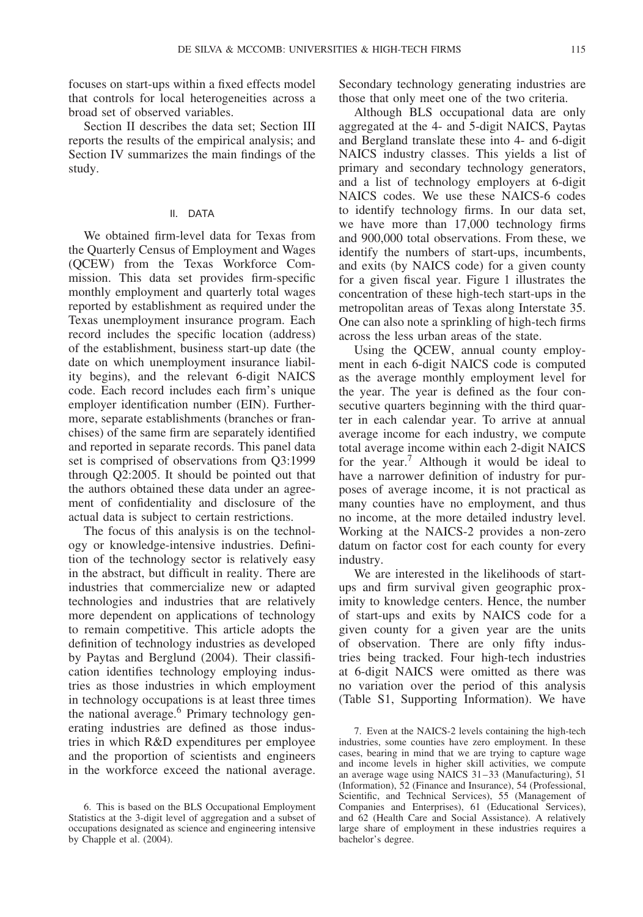focuses on start-ups within a fixed effects model that controls for local heterogeneities across a broad set of observed variables.

Section II describes the data set; Section III reports the results of the empirical analysis; and Section IV summarizes the main findings of the study.

## II. DATA

We obtained firm-level data for Texas from the Quarterly Census of Employment and Wages (QCEW) from the Texas Workforce Commission. This data set provides firm-specific monthly employment and quarterly total wages reported by establishment as required under the Texas unemployment insurance program. Each record includes the specific location (address) of the establishment, business start-up date (the date on which unemployment insurance liability begins), and the relevant 6-digit NAICS code. Each record includes each firm's unique employer identification number (EIN). Furthermore, separate establishments (branches or franchises) of the same firm are separately identified and reported in separate records. This panel data set is comprised of observations from Q3:1999 through Q2:2005. It should be pointed out that the authors obtained these data under an agreement of confidentiality and disclosure of the actual data is subject to certain restrictions.

The focus of this analysis is on the technology or knowledge-intensive industries. Definition of the technology sector is relatively easy in the abstract, but difficult in reality. There are industries that commercialize new or adapted technologies and industries that are relatively more dependent on applications of technology to remain competitive. This article adopts the definition of technology industries as developed by Paytas and Berglund (2004). Their classification identifies technology employing industries as those industries in which employment in technology occupations is at least three times the national average.[6] Primary technology generating industries are defined as those industries in which R&D expenditures per employee and the proportion of scientists and engineers in the workforce exceed the national average. Secondary technology generating industries are those that only meet one of the two criteria.

Although BLS occupational data are only aggregated at the 4- and 5-digit NAICS, Paytas and Bergland translate these into 4- and 6-digit NAICS industry classes. This yields a list of primary and secondary technology generators, and a list of technology employers at 6-digit NAICS codes. We use these NAICS-6 codes to identify technology firms. In our data set, we have more than 17,000 technology firms and 900,000 total observations. From these, we identify the numbers of start-ups, incumbents, and exits (by NAICS code) for a given county for a given fiscal year. Figure 1 illustrates the concentration of these high-tech start-ups in the metropolitan areas of Texas along Interstate 35. One can also note a sprinkling of high-tech firms across the less urban areas of the state.

Using the QCEW, annual county employment in each 6-digit NAICS code is computed as the average monthly employment level for the year. The year is defined as the four consecutive quarters beginning with the third quarter in each calendar year. To arrive at annual average income for each industry, we compute total average income within each 2-digit NAICS for the year.[7] Although it would be ideal to have a narrower definition of industry for purposes of average income, it is not practical as many counties have no employment, and thus no income, at the more detailed industry level. Working at the NAICS-2 provides a non-zero datum on factor cost for each county for every industry.

We are interested in the likelihoods of start-ups and firm survival given geographic proximity to knowledge centers. Hence, the number of start-ups and exits by NAICS code for a given county for a given year are the units of observation. There are only fifty industries being tracked. Four high-tech industries at 6-digit NAICS were omitted as there was no variation over the period of this analysis (Table S1, Supporting Information). We have

6. This is based on the BLS Occupational Employment Statistics at the 3-digit level of aggregation and a subset of occupations designated as science and engineering intensive by Chapple et al. (2004).

7. Even at the NAICS-2 levels containing the high-tech industries, some counties have zero employment. In these cases, bearing in mind that we are trying to capture wage and income levels in higher skill activities, we compute an average wage using NAICS 31–33 (Manufacturing), 51 (Information), 52 (Finance and Insurance), 54 (Professional, Scientific, and Technical Services), 55 (Management of Companies and Enterprises), 61 (Educational Services), and 62 (Health Care and Social Assistance). A relatively large share of employment in these industries requires a bachelor's degree.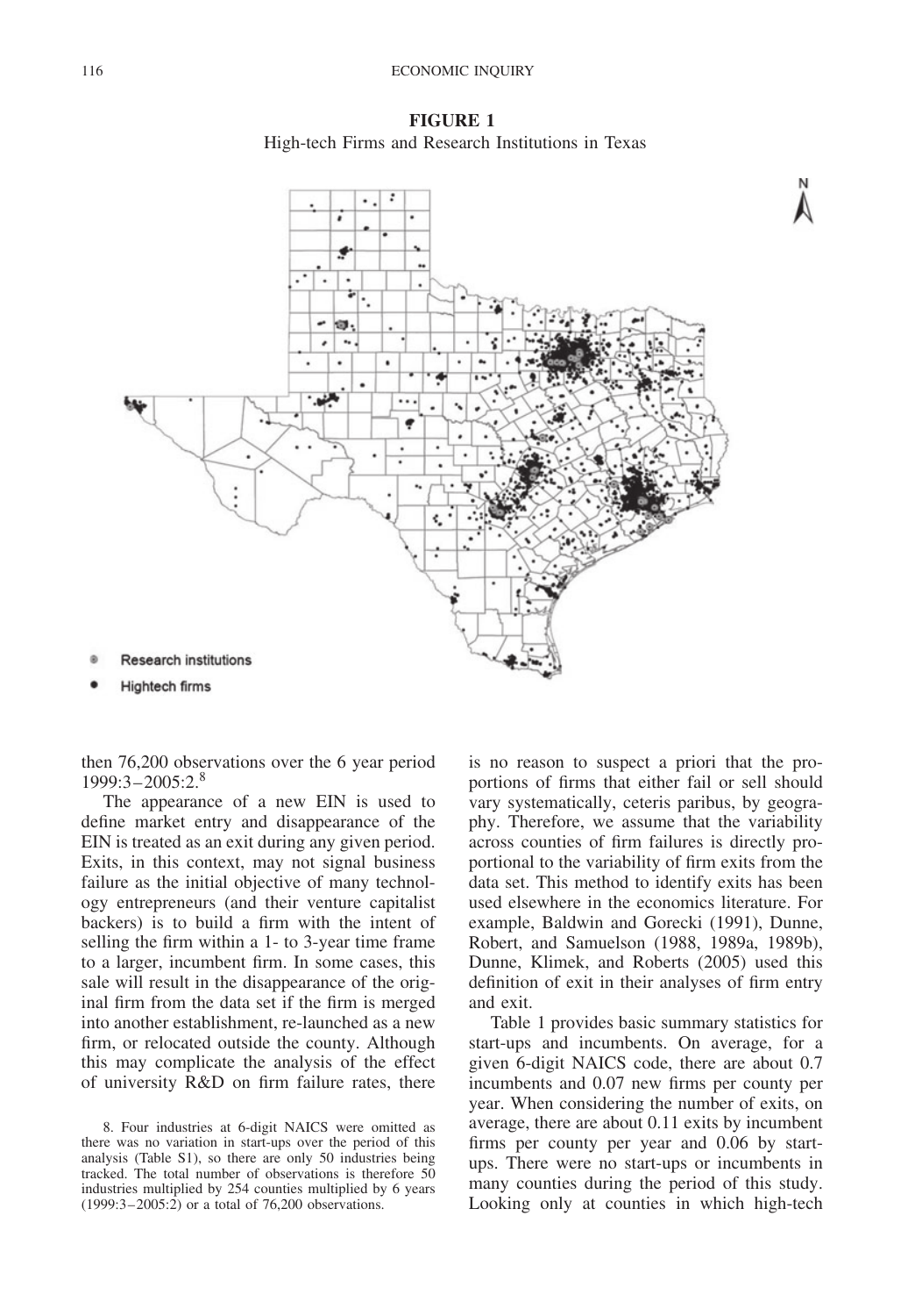**FIGURE 1**
High-tech Firms and Research Institutions in Texas

then 76,200 observations over the 6 year period 1999:3–2005:2.[8]

The appearance of a new EIN is used to define market entry and disappearance of the EIN is treated as an exit during any given period. Exits, in this context, may not signal business failure as the initial objective of many technology entrepreneurs (and their venture capitalist backers) is to build a firm with the intent of selling the firm within a 1- to 3-year time frame to a larger, incumbent firm. In some cases, this sale will result in the disappearance of the original firm from the data set if the firm is merged into another establishment, re-launched as a new firm, or relocated outside the county. Although this may complicate the analysis of the effect of university R&D on firm failure rates, there is no reason to suspect a priori that the proportions of firms that either fail or sell should vary systematically, ceteris paribus, by geography. Therefore, we assume that the variability across counties of firm failures is directly proportional to the variability of firm exits from the data set. This method to identify exits has been used elsewhere in the economics literature. For example, Baldwin and Gorecki (1991), Dunne, Robert, and Samuelson (1988, 1989a, 1989b), Dunne, Klimek, and Roberts (2005) used this definition of exit in their analyses of firm entry and exit.

Table 1 provides basic summary statistics for start-ups and incumbents. On average, for a given 6-digit NAICS code, there are about 0.7 incumbents and 0.07 new firms per county per year. When considering the number of exits, on average, there are about 0.11 exits by incumbent firms per county per year and 0.06 by start-ups. There were no start-ups or incumbents in many counties during the period of this study. Looking only at counties in which high-tech

8. Four industries at 6-digit NAICS were omitted as there was no variation in start-ups over the period of this analysis (Table S1), so there are only 50 industries being tracked. The total number of observations is therefore 50 industries multiplied by 254 counties multiplied by 6 years (1999:3–2005:2) or a total of 76,200 observations.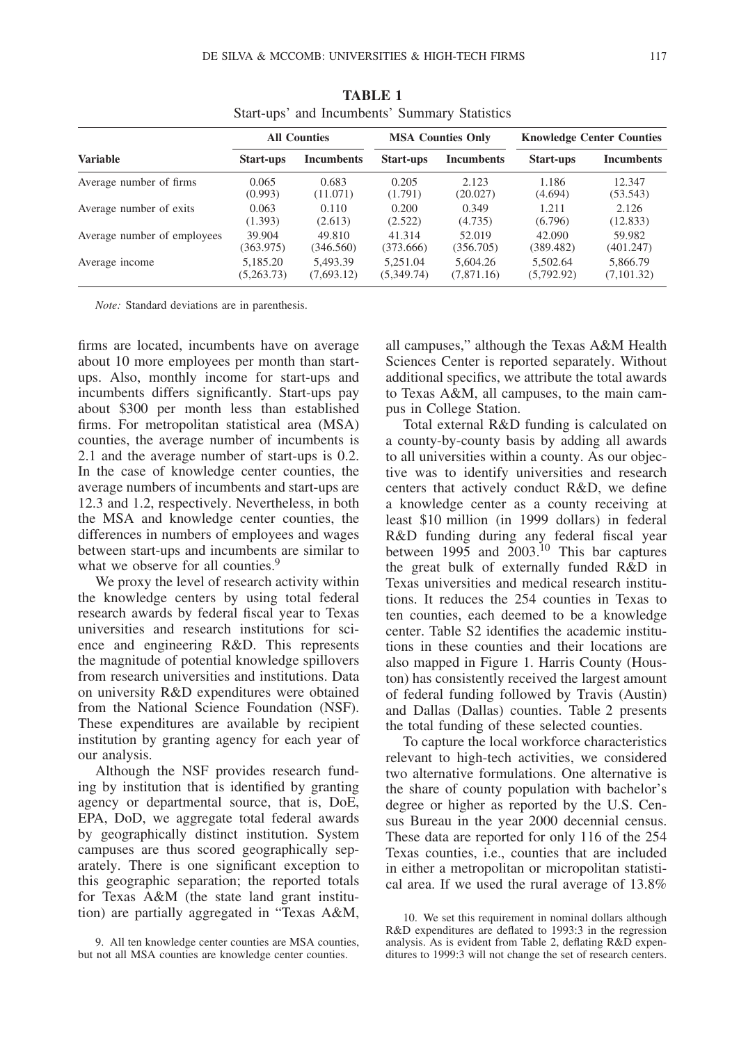**TABLE 1**
Start-ups' and Incumbents' Summary Statistics

| Variable | All Counties | | MSA Counties Only | | Knowledge Center Counties | |
|---|---|---|---|---|---|---|
| | Start-ups | Incumbents | Start-ups | Incumbents | Start-ups | Incumbents |
| Average number of firms | 0.065 | 0.683 | 0.205 | 2.123 | 1.186 | 12.347 |
| | (0.993) | (11.071) | (1.791) | (20.027) | (4.694) | (53.543) |
| Average number of exits | 0.063 | 0.110 | 0.200 | 0.349 | 1.211 | 2.126 |
| | (1.393) | (2.613) | (2.522) | (4.735) | (6.796) | (12.833) |
| Average number of employees | 39.904 | 49.810 | 41.314 | 52.019 | 42.090 | 59.982 |
| | (363.975) | (346.560) | (373.666) | (356.705) | (389.482) | (401.247) |
| Average income | 5,185.20 | 5,493.39 | 5,251.04 | 5,604.26 | 5,502.64 | 5,866.79 |
| | (5,263.73) | (7,693.12) | (5,349.74) | (7,871.16) | (5,792.92) | (7,101.32) |

*Note:* Standard deviations are in parenthesis.

firms are located, incumbents have on average about 10 more employees per month than start-ups. Also, monthly income for start-ups and incumbents differs significantly. Start-ups pay about $300 per month less than established firms. For metropolitan statistical area (MSA) counties, the average number of incumbents is 2.1 and the average number of start-ups is 0.2. In the case of knowledge center counties, the average numbers of incumbents and start-ups are 12.3 and 1.2, respectively. Nevertheless, in both the MSA and knowledge center counties, the differences in numbers of employees and wages between start-ups and incumbents are similar to what we observe for all counties.[9]

We proxy the level of research activity within the knowledge centers by using total federal research awards by federal fiscal year to Texas universities and research institutions for science and engineering R&D. This represents the magnitude of potential knowledge spillovers from research universities and institutions. Data on university R&D expenditures were obtained from the National Science Foundation (NSF). These expenditures are available by recipient institution by granting agency for each year of our analysis.

Although the NSF provides research funding by institution that is identified by granting agency or departmental source, that is, DoE, EPA, DoD, we aggregate total federal awards by geographically distinct institution. System campuses are thus scored geographically separately. There is one significant exception to this geographic separation; the reported totals for Texas A&M (the state land grant institution) are partially aggregated in "Texas A&M, all campuses," although the Texas A&M Health Sciences Center is reported separately. Without additional specifics, we attribute the total awards to Texas A&M, all campuses, to the main campus in College Station.

Total external R&D funding is calculated on a county-by-county basis by adding all awards to all universities within a county. As our objective was to identify universities and research centers that actively conduct R&D, we define a knowledge center as a county receiving at least $10 million (in 1999 dollars) in federal R&D funding during any federal fiscal year between 1995 and 2003.[10] This bar captures the great bulk of externally funded R&D in Texas universities and medical research institutions. It reduces the 254 counties in Texas to ten counties, each deemed to be a knowledge center. Table S2 identifies the academic institutions in these counties and their locations are also mapped in Figure 1. Harris County (Houston) has consistently received the largest amount of federal funding followed by Travis (Austin) and Dallas (Dallas) counties. Table 2 presents the total funding of these selected counties.

To capture the local workforce characteristics relevant to high-tech activities, we considered two alternative formulations. One alternative is the share of county population with bachelor's degree or higher as reported by the U.S. Census Bureau in the year 2000 decennial census. These data are reported for only 116 of the 254 Texas counties, i.e., counties that are included in either a metropolitan or micropolitan statistical area. If we used the rural average of 13.8%

9. All ten knowledge center counties are MSA counties, but not all MSA counties are knowledge center counties.

10. We set this requirement in nominal dollars although R&D expenditures are deflated to 1993:3 in the regression analysis. As is evident from Table 2, deflating R&D expenditures to 1999:3 will not change the set of research centers.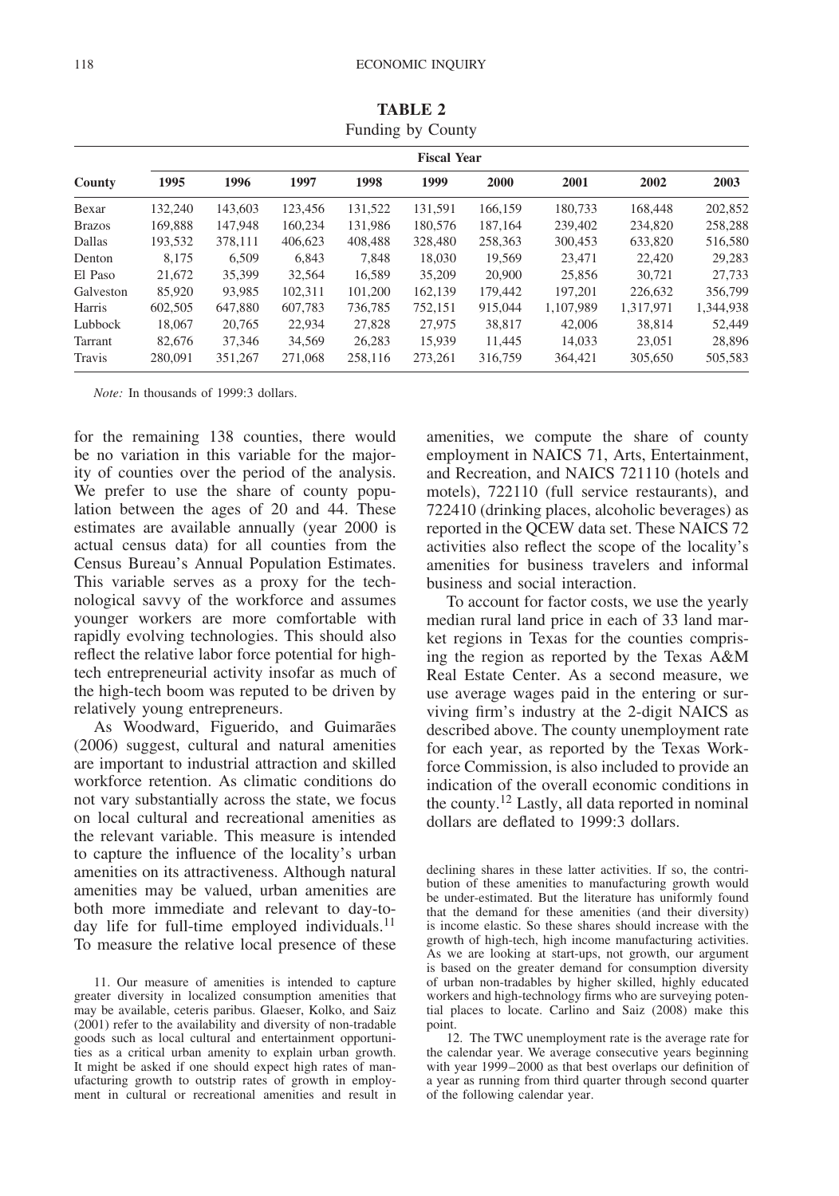**TABLE 2**
Funding by County

| County | Fiscal Year | | | | | | | | |
|---|---|---|---|---|---|---|---|---|---|
| | 1995 | 1996 | 1997 | 1998 | 1999 | 2000 | 2001 | 2002 | 2003 |
| Bexar | 132,240 | 143,603 | 123,456 | 131,522 | 131,591 | 166,159 | 180,733 | 168,448 | 202,852 |
| Brazos | 169,888 | 147,948 | 160,234 | 131,986 | 180,576 | 187,164 | 239,402 | 234,820 | 258,288 |
| Dallas | 193,532 | 378,111 | 406,623 | 408,488 | 328,480 | 258,363 | 300,453 | 633,820 | 516,580 |
| Denton | 8,175 | 6,509 | 6,843 | 7,848 | 18,030 | 19,569 | 23,471 | 22,420 | 29,283 |
| El Paso | 21,672 | 35,399 | 32,564 | 16,589 | 35,209 | 20,900 | 25,856 | 30,721 | 27,733 |
| Galveston | 85,920 | 93,985 | 102,311 | 101,200 | 162,139 | 179,442 | 197,201 | 226,632 | 356,799 |
| Harris | 602,505 | 647,880 | 607,783 | 736,785 | 752,151 | 915,044 | 1,107,989 | 1,317,971 | 1,344,938 |
| Lubbock | 18,067 | 20,765 | 22,934 | 27,828 | 27,975 | 38,817 | 42,006 | 38,814 | 52,449 |
| Tarrant | 82,676 | 37,346 | 34,569 | 26,283 | 15,939 | 11,445 | 14,033 | 23,051 | 28,896 |
| Travis | 280,091 | 351,267 | 271,068 | 258,116 | 273,261 | 316,759 | 364,421 | 305,650 | 505,583 |

*Note:* In thousands of 1999:3 dollars.

for the remaining 138 counties, there would be no variation in this variable for the majority of counties over the period of the analysis. We prefer to use the share of county population between the ages of 20 and 44. These estimates are available annually (year 2000 is actual census data) for all counties from the Census Bureau's Annual Population Estimates. This variable serves as a proxy for the technological savvy of the workforce and assumes younger workers are more comfortable with rapidly evolving technologies. This should also reflect the relative labor force potential for high-tech entrepreneurial activity insofar as much of the high-tech boom was reputed to be driven by relatively young entrepreneurs.

As Woodward, Figuerido, and Guimarães (2006) suggest, cultural and natural amenities are important to industrial attraction and skilled workforce retention. As climatic conditions do not vary substantially across the state, we focus on local cultural and recreational amenities as the relevant variable. This measure is intended to capture the influence of the locality's urban amenities on its attractiveness. Although natural amenities may be valued, urban amenities are both more immediate and relevant to day-to-day life for full-time employed individuals.[11] To measure the relative local presence of these amenities, we compute the share of county employment in NAICS 71, Arts, Entertainment, and Recreation, and NAICS 721110 (hotels and motels), 722110 (full service restaurants), and 722410 (drinking places, alcoholic beverages) as reported in the QCEW data set. These NAICS 72 activities also reflect the scope of the locality's amenities for business travelers and informal business and social interaction.

To account for factor costs, we use the yearly median rural land price in each of 33 land market regions in Texas for the counties comprising the region as reported by the Texas A&M Real Estate Center. As a second measure, we use average wages paid in the entering or surviving firm's industry at the 2-digit NAICS as described above. The county unemployment rate for each year, as reported by the Texas Workforce Commission, is also included to provide an indication of the overall economic conditions in the county.[12] Lastly, all data reported in nominal dollars are deflated to 1999:3 dollars.

11. Our measure of amenities is intended to capture greater diversity in localized consumption amenities that may be available, ceteris paribus. Glaeser, Kolko, and Saiz (2001) refer to the availability and diversity of non-tradable goods such as local cultural and entertainment opportunities as a critical urban amenity to explain urban growth. It might be asked if one should expect high rates of manufacturing growth to outstrip rates of growth in employment in cultural or recreational amenities and result in declining shares in these latter activities. If so, the contribution of these amenities to manufacturing growth would be under-estimated. But the literature has uniformly found that the demand for these amenities (and their diversity) is income elastic. So these shares should increase with the growth of high-tech, high income manufacturing activities. As we are looking at start-ups, not growth, our argument is based on the greater demand for consumption diversity of urban non-tradables by higher skilled, highly educated workers and high-technology firms who are surveying potential places to locate. Carlino and Saiz (2008) make this point.

12. The TWC unemployment rate is the average rate for the calendar year. We average consecutive years beginning with year 1999–2000 as that best overlaps our definition of a year as running from third quarter through second quarter of the following calendar year.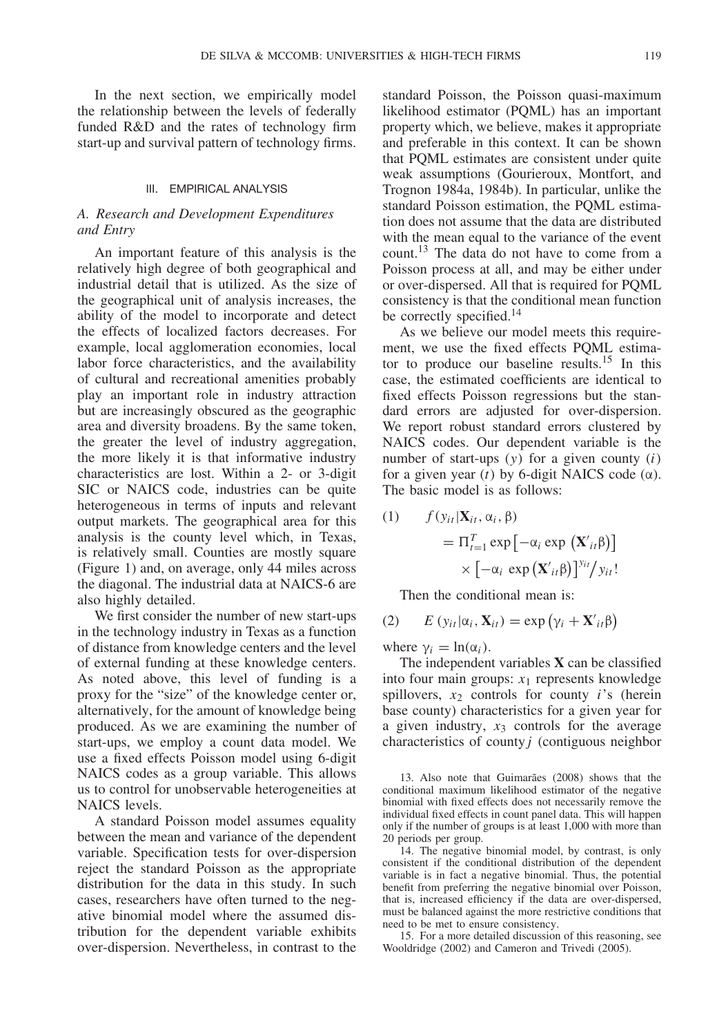In the next section, we empirically model the relationship between the levels of federally funded R&D and the rates of technology firm start-up and survival pattern of technology firms.

## III. EMPIRICAL ANALYSIS

### *A. Research and Development Expenditures and Entry*

An important feature of this analysis is the relatively high degree of both geographical and industrial detail that is utilized. As the size of the geographical unit of analysis increases, the ability of the model to incorporate and detect the effects of localized factors decreases. For example, local agglomeration economies, local labor force characteristics, and the availability of cultural and recreational amenities probably play an important role in industry attraction but are increasingly obscured as the geographic area and diversity broadens. By the same token, the greater the level of industry aggregation, the more likely it is that informative industry characteristics are lost. Within a 2- or 3-digit SIC or NAICS code, industries can be quite heterogeneous in terms of inputs and relevant output markets. The geographical area for this analysis is the county level which, in Texas, is relatively small. Counties are mostly square (Figure 1) and, on average, only 44 miles across the diagonal. The industrial data at NAICS-6 are also highly detailed.

We first consider the number of new start-ups in the technology industry in Texas as a function of distance from knowledge centers and the level of external funding at these knowledge centers. As noted above, this level of funding is a proxy for the "size" of the knowledge center or, alternatively, for the amount of knowledge being produced. As we are examining the number of start-ups, we employ a count data model. We use a fixed effects Poisson model using 6-digit NAICS codes as a group variable. This allows us to control for unobservable heterogeneities at NAICS levels.

A standard Poisson model assumes equality between the mean and variance of the dependent variable. Specification tests for over-dispersion reject the standard Poisson as the appropriate distribution for the data in this study. In such cases, researchers have often turned to the negative binomial model where the assumed distribution for the dependent variable exhibits over-dispersion. Nevertheless, in contrast to the standard Poisson, the Poisson quasi-maximum likelihood estimator (PQML) has an important property which, we believe, makes it appropriate and preferable in this context. It can be shown that PQML estimates are consistent under quite weak assumptions (Gourieroux, Montfort, and Trognon 1984a, 1984b). In particular, unlike the standard Poisson estimation, the PQML estimation does not assume that the data are distributed with the mean equal to the variance of the event count.[13] The data do not have to come from a Poisson process at all, and may be either under or over-dispersed. All that is required for PQML consistency is that the conditional mean function be correctly specified.[14]

As we believe our model meets this requirement, we use the fixed effects PQML estimator to produce our baseline results.[15] In this case, the estimated coefficients are identical to fixed effects Poisson regressions but the standard errors are adjusted for over-dispersion. We report robust standard errors clustered by NAICS codes. Our dependent variable is the number of start-ups ($y$) for a given county ($i$) for a given year ($t$) by 6-digit NAICS code ($\alpha$). The basic model is as follows:

$$
(1) \quad f(y_{it}|\mathbf{X}_{it}, \alpha_i, \beta) = \Pi_{t=1}^{T} \exp\left[-\alpha_i \exp\left(\mathbf{X}'_{it}\beta\right)\right] \times \left[-\alpha_i \exp\left(\mathbf{X}'_{it}\beta\right)\right]^{y_{it}} / y_{it}!
$$

Then the conditional mean is:

$$
(2) \quad E\left(y_{it}|\alpha_i, \mathbf{X}_{it}\right) = \exp\left(\gamma_i + \mathbf{X}'_{it}\beta\right)
$$

where $\gamma_i = \ln(\alpha_i)$.

The independent variables $\mathbf{X}$ can be classified into four main groups: $x_1$ represents knowledge spillovers, $x_2$ controls for county $i$'s (herein base county) characteristics for a given year for a given industry, $x_3$ controls for the average characteristics of county $j$ (contiguous neighbor

13. Also note that Guimarães (2008) shows that the conditional maximum likelihood estimator of the negative binomial with fixed effects does not necessarily remove the individual fixed effects in count panel data. This will happen only if the number of groups is at least 1,000 with more than 20 periods per group.

14. The negative binomial model, by contrast, is only consistent if the conditional distribution of the dependent variable is in fact a negative binomial. Thus, the potential benefit from preferring the negative binomial over Poisson, that is, increased efficiency if the data are over-dispersed, must be balanced against the more restrictive conditions that need to be met to ensure consistency.

15. For a more detailed discussion of this reasoning, see Wooldridge (2002) and Cameron and Trivedi (2005).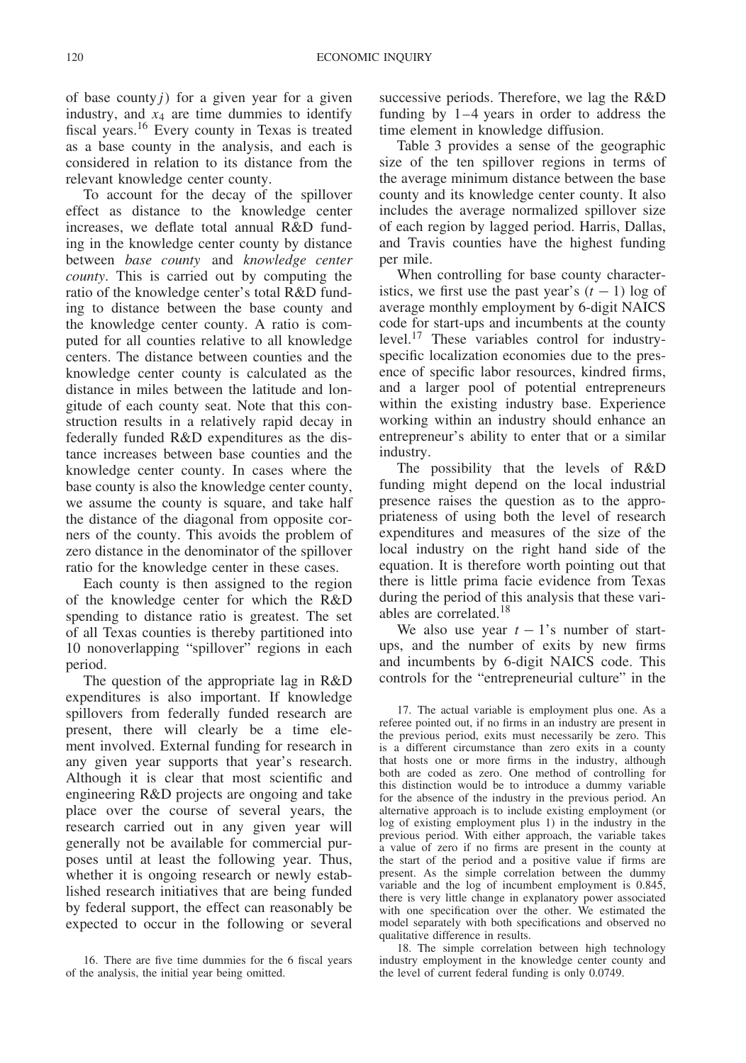of base county $j$) for a given year for a given industry, and $x_4$ are time dummies to identify fiscal years.[16] Every county in Texas is treated as a base county in the analysis, and each is considered in relation to its distance from the relevant knowledge center county.

To account for the decay of the spillover effect as distance to the knowledge center increases, we deflate total annual R&D funding in the knowledge center county by distance between *base county* and *knowledge center county*. This is carried out by computing the ratio of the knowledge center's total R&D funding to distance between the base county and the knowledge center county. A ratio is computed for all counties relative to all knowledge centers. The distance between counties and the knowledge center county is calculated as the distance in miles between the latitude and longitude of each county seat. Note that this construction results in a relatively rapid decay in federally funded R&D expenditures as the distance increases between base counties and the knowledge center county. In cases where the base county is also the knowledge center county, we assume the county is square, and take half the distance of the diagonal from opposite corners of the county. This avoids the problem of zero distance in the denominator of the spillover ratio for the knowledge center in these cases.

Each county is then assigned to the region of the knowledge center for which the R&D spending to distance ratio is greatest. The set of all Texas counties is thereby partitioned into 10 nonoverlapping "spillover" regions in each period.

The question of the appropriate lag in R&D expenditures is also important. If knowledge spillovers from federally funded research are present, there will clearly be a time element involved. External funding for research in any given year supports that year's research. Although it is clear that most scientific and engineering R&D projects are ongoing and take place over the course of several years, the research carried out in any given year will generally not be available for commercial purposes until at least the following year. Thus, whether it is ongoing research or newly established research initiatives that are being funded by federal support, the effect can reasonably be expected to occur in the following or several successive periods. Therefore, we lag the R&D funding by 1–4 years in order to address the time element in knowledge diffusion.

Table 3 provides a sense of the geographic size of the ten spillover regions in terms of the average minimum distance between the base county and its knowledge center county. It also includes the average normalized spillover size of each region by lagged period. Harris, Dallas, and Travis counties have the highest funding per mile.

When controlling for base county characteristics, we first use the past year's $(t-1)$ log of average monthly employment by 6-digit NAICS code for start-ups and incumbents at the county level.[17] These variables control for industry-specific localization economies due to the presence of specific labor resources, kindred firms, and a larger pool of potential entrepreneurs within the existing industry base. Experience working within an industry should enhance an entrepreneur's ability to enter that or a similar industry.

The possibility that the levels of R&D funding might depend on the local industrial presence raises the question as to the appropriateness of using both the level of research expenditures and measures of the size of the local industry on the right hand side of the equation. It is therefore worth pointing out that there is little prima facie evidence from Texas during the period of this analysis that these variables are correlated.[18]

We also use year $t-1$'s number of start-ups, and the number of exits by new firms and incumbents by 6-digit NAICS code. This controls for the "entrepreneurial culture" in the

16. There are five time dummies for the 6 fiscal years of the analysis, the initial year being omitted.

17. The actual variable is employment plus one. As a referee pointed out, if no firms in an industry are present in the previous period, exits must necessarily be zero. This is a different circumstance than zero exits in a county that hosts one or more firms in the industry, although both are coded as zero. One method of controlling for this distinction would be to introduce a dummy variable for the absence of the industry in the previous period. An alternative approach is to include existing employment (or log of existing employment plus 1) in the industry in the previous period. With either approach, the variable takes a value of zero if no firms are present in the county at the start of the period and a positive value if firms are present. As the simple correlation between the dummy variable and the log of incumbent employment is 0.845, there is very little change in explanatory power associated with one specification over the other. We estimated the model separately with both specifications and observed no qualitative difference in results.

18. The simple correlation between high technology industry employment in the knowledge center county and the level of current federal funding is only 0.0749.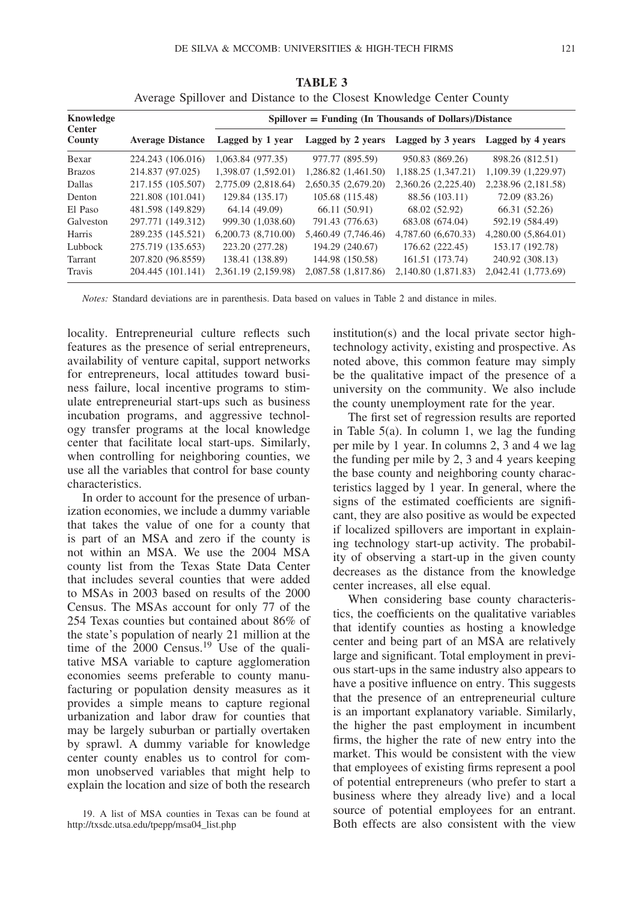**TABLE 3**
Average Spillover and Distance to the Closest Knowledge Center County

| Knowledge Center County | Average Distance | Spillover = Funding (In Thousands of Dollars)/Distance | | | |
|---|---|---|---|---|---|
| | | Lagged by 1 year | Lagged by 2 years | Lagged by 3 years | Lagged by 4 years |
| Bexar | 224.243 (106.016) | 1,063.84 (977.35) | 977.77 (895.59) | 950.83 (869.26) | 898.26 (812.51) |
| Brazos | 214.837 (97.025) | 1,398.07 (1,592.01) | 1,286.82 (1,461.50) | 1,188.25 (1,347.21) | 1,109.39 (1,229.97) |
| Dallas | 217.155 (105.507) | 2,775.09 (2,818.64) | 2,650.35 (2,679.20) | 2,360.26 (2,225.40) | 2,238.96 (2,181.58) |
| Denton | 221.808 (101.041) | 129.84 (135.17) | 105.68 (115.48) | 88.56 (103.11) | 72.09 (83.26) |
| El Paso | 481.598 (149.829) | 64.14 (49.09) | 66.11 (50.91) | 68.02 (52.92) | 66.31 (52.26) |
| Galveston | 297.771 (149.312) | 999.30 (1,038.60) | 791.43 (776.63) | 683.08 (674.04) | 592.19 (584.49) |
| Harris | 289.235 (145.521) | 6,200.73 (8,710.00) | 5,460.49 (7,746.46) | 4,787.60 (6,670.33) | 4,280.00 (5,864.01) |
| Lubbock | 275.719 (135.653) | 223.20 (277.28) | 194.29 (240.67) | 176.62 (222.45) | 153.17 (192.78) |
| Tarrant | 207.820 (96.8559) | 138.41 (138.89) | 144.98 (150.58) | 161.51 (173.74) | 240.92 (308.13) |
| Travis | 204.445 (101.141) | 2,361.19 (2,159.98) | 2,087.58 (1,817.86) | 2,140.80 (1,871.83) | 2,042.41 (1,773.69) |

*Notes:* Standard deviations are in parenthesis. Data based on values in Table 2 and distance in miles.

locality. Entrepreneurial culture reflects such features as the presence of serial entrepreneurs, availability of venture capital, support networks for entrepreneurs, local attitudes toward business failure, local incentive programs to stimulate entrepreneurial start-ups such as business incubation programs, and aggressive technology transfer programs at the local knowledge center that facilitate local start-ups. Similarly, when controlling for neighboring counties, we use all the variables that control for base county characteristics.

In order to account for the presence of urbanization economies, we include a dummy variable that takes the value of one for a county that is part of an MSA and zero if the county is not within an MSA. We use the 2004 MSA county list from the Texas State Data Center that includes several counties that were added to MSAs in 2003 based on results of the 2000 Census. The MSAs account for only 77 of the 254 Texas counties but contained about 86% of the state's population of nearly 21 million at the time of the 2000 Census.[19] Use of the qualitative MSA variable to capture agglomeration economies seems preferable to county manufacturing or population density measures as it provides a simple means to capture regional urbanization and labor draw for counties that may be largely suburban or partially overtaken by sprawl. A dummy variable for knowledge center county enables us to control for common unobserved variables that might help to explain the location and size of both the research institution(s) and the local private sector high-technology activity, existing and prospective. As noted above, this common feature may simply be the qualitative impact of the presence of a university on the community. We also include the county unemployment rate for the year.

The first set of regression results are reported in Table 5(a). In column 1, we lag the funding per mile by 1 year. In columns 2, 3 and 4 we lag the funding per mile by 2, 3 and 4 years keeping the base county and neighboring county characteristics lagged by 1 year. In general, where the signs of the estimated coefficients are significant, they are also positive as would be expected if localized spillovers are important in explaining technology start-up activity. The probability of observing a start-up in the given county decreases as the distance from the knowledge center increases, all else equal.

When considering base county characteristics, the coefficients on the qualitative variables that identify counties as hosting a knowledge center and being part of an MSA are relatively large and significant. Total employment in previous start-ups in the same industry also appears to have a positive influence on entry. This suggests that the presence of an entrepreneurial culture is an important explanatory variable. Similarly, the higher the past employment in incumbent firms, the higher the rate of new entry into the market. This would be consistent with the view that employees of existing firms represent a pool of potential entrepreneurs (who prefer to start a business where they already live) and a local source of potential employees for an entrant. Both effects are also consistent with the view

19. A list of MSA counties in Texas can be found at http://txsdc.utsa.edu/tpepp/msa04_list.php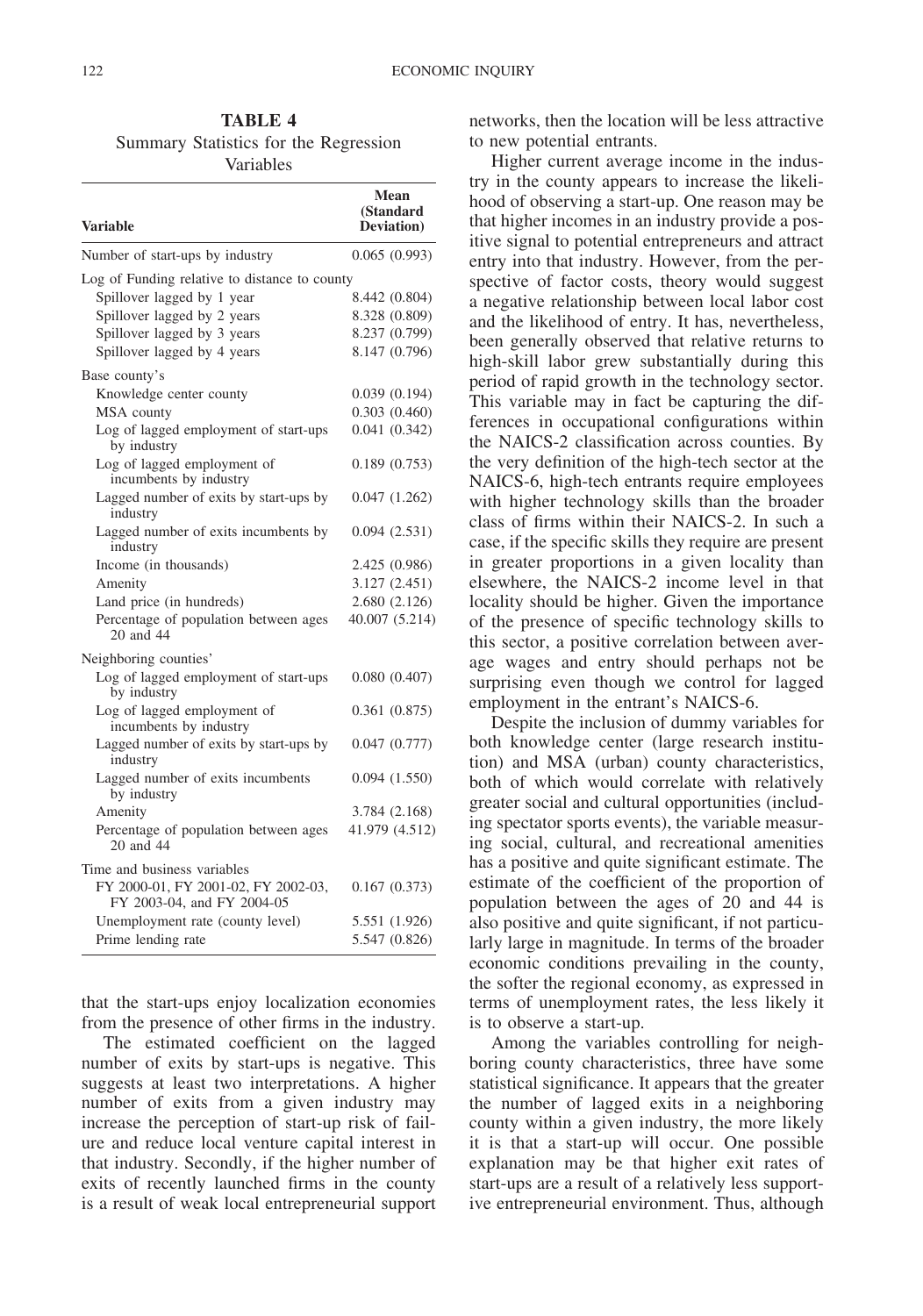**TABLE 4**
Summary Statistics for the Regression Variables

| Variable | Mean (Standard Deviation) |
|---|---|
| Number of start-ups by industry | 0.065 (0.993) |
| Log of Funding relative to distance to county | |
| Spillover lagged by 1 year | 8.442 (0.804) |
| Spillover lagged by 2 years | 8.328 (0.809) |
| Spillover lagged by 3 years | 8.237 (0.799) |
| Spillover lagged by 4 years | 8.147 (0.796) |
| Base county's | |
| Knowledge center county | 0.039 (0.194) |
| MSA county | 0.303 (0.460) |
| Log of lagged employment of start-ups by industry | 0.041 (0.342) |
| Log of lagged employment of incumbents by industry | 0.189 (0.753) |
| Lagged number of exits by start-ups by industry | 0.047 (1.262) |
| Lagged number of exits incumbents by industry | 0.094 (2.531) |
| Income (in thousands) | 2.425 (0.986) |
| Amenity | 3.127 (2.451) |
| Land price (in hundreds) | 2.680 (2.126) |
| Percentage of population between ages 20 and 44 | 40.007 (5.214) |
| Neighboring counties' | |
| Log of lagged employment of start-ups by industry | 0.080 (0.407) |
| Log of lagged employment of incumbents by industry | 0.361 (0.875) |
| Lagged number of exits by start-ups by industry | 0.047 (0.777) |
| Lagged number of exits incumbents by industry | 0.094 (1.550) |
| Amenity | 3.784 (2.168) |
| Percentage of population between ages 20 and 44 | 41.979 (4.512) |
| Time and business variables | |
| FY 2000-01, FY 2001-02, FY 2002-03, FY 2003-04, and FY 2004-05 | 0.167 (0.373) |
| Unemployment rate (county level) | 5.551 (1.926) |
| Prime lending rate | 5.547 (0.826) |

that the start-ups enjoy localization economies from the presence of other firms in the industry.

The estimated coefficient on the lagged number of exits by start-ups is negative. This suggests at least two interpretations. A higher number of exits from a given industry may increase the perception of start-up risk of failure and reduce local venture capital interest in that industry. Secondly, if the higher number of exits of recently launched firms in the county is a result of weak local entrepreneurial support networks, then the location will be less attractive to new potential entrants.

Higher current average income in the industry in the county appears to increase the likelihood of observing a start-up. One reason may be that higher incomes in an industry provide a positive signal to potential entrepreneurs and attract entry into that industry. However, from the perspective of factor costs, theory would suggest a negative relationship between local labor cost and the likelihood of entry. It has, nevertheless, been generally observed that relative returns to high-skill labor grew substantially during this period of rapid growth in the technology sector. This variable may in fact be capturing the differences in occupational configurations within the NAICS-2 classification across counties. By the very definition of the high-tech sector at the NAICS-6, high-tech entrants require employees with higher technology skills than the broader class of firms within their NAICS-2. In such a case, if the specific skills they require are present in greater proportions in a given locality than elsewhere, the NAICS-2 income level in that locality should be higher. Given the importance of the presence of specific technology skills to this sector, a positive correlation between average wages and entry should perhaps not be surprising even though we control for lagged employment in the entrant's NAICS-6.

Despite the inclusion of dummy variables for both knowledge center (large research institution) and MSA (urban) county characteristics, both of which would correlate with relatively greater social and cultural opportunities (including spectator sports events), the variable measuring social, cultural, and recreational amenities has a positive and quite significant estimate. The estimate of the coefficient of the proportion of population between the ages of 20 and 44 is also positive and quite significant, if not particularly large in magnitude. In terms of the broader economic conditions prevailing in the county, the softer the regional economy, as expressed in terms of unemployment rates, the less likely it is to observe a start-up.

Among the variables controlling for neighboring county characteristics, three have some statistical significance. It appears that the greater the number of lagged exits in a neighboring county within a given industry, the more likely it is that a start-up will occur. One possible explanation may be that higher exit rates of start-ups are a result of a relatively less supportive entrepreneurial environment. Thus, although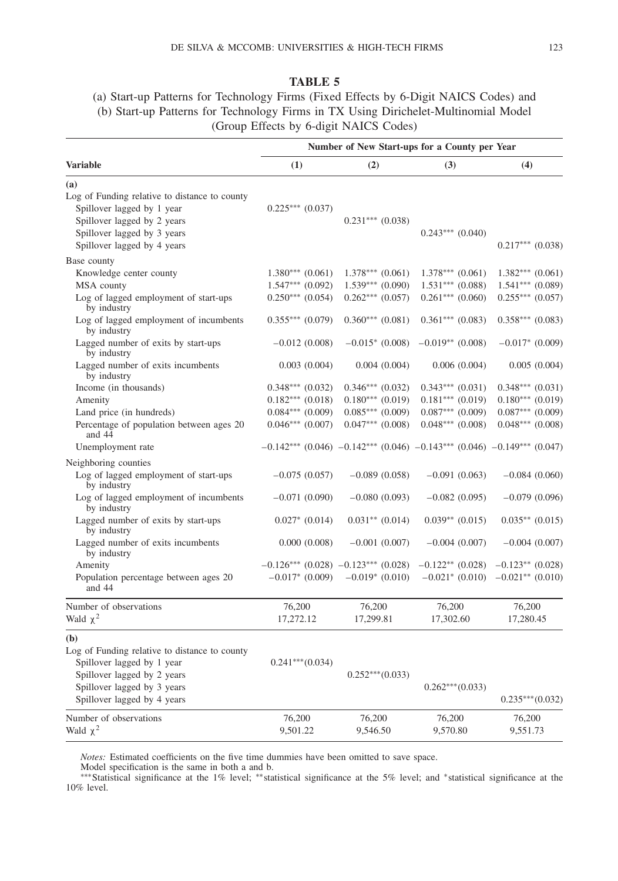**TABLE 5**

(a) Start-up Patterns for Technology Firms (Fixed Effects by 6-Digit NAICS Codes) and
(b) Start-up Patterns for Technology Firms in TX Using Dirichelet-Multinomial Model
(Group Effects by 6-digit NAICS Codes)

| | Number of New Start-ups for a County per Year | | | |
|---|---|---|---|---|
| **Variable** | **(1)** | **(2)** | **(3)** | **(4)** |
| **(a)** | | | | |
| Log of Funding relative to distance to county | | | | |
| Spillover lagged by 1 year | 0.225*** (0.037) | | | |
| Spillover lagged by 2 years | | 0.231*** (0.038) | | |
| Spillover lagged by 3 years | | | 0.243*** (0.040) | |
| Spillover lagged by 4 years | | | | 0.217*** (0.038) |
| Base county | | | | |
| Knowledge center county | 1.380*** (0.061) | 1.378*** (0.061) | 1.378*** (0.061) | 1.382*** (0.061) |
| MSA county | 1.547*** (0.092) | 1.539*** (0.090) | 1.531*** (0.088) | 1.541*** (0.089) |
| Log of lagged employment of start-ups by industry | 0.250*** (0.054) | 0.262*** (0.057) | 0.261*** (0.060) | 0.255*** (0.057) |
| Log of lagged employment of incumbents by industry | 0.355*** (0.079) | 0.360*** (0.081) | 0.361*** (0.083) | 0.358*** (0.083) |
| Lagged number of exits by start-ups by industry | −0.012 (0.008) | −0.015* (0.008) | −0.019** (0.008) | −0.017* (0.009) |
| Lagged number of exits incumbents by industry | 0.003 (0.004) | 0.004 (0.004) | 0.006 (0.004) | 0.005 (0.004) |
| Income (in thousands) | 0.348*** (0.032) | 0.346*** (0.032) | 0.343*** (0.031) | 0.348*** (0.031) |
| Amenity | 0.182*** (0.018) | 0.180*** (0.019) | 0.181*** (0.019) | 0.180*** (0.019) |
| Land price (in hundreds) | 0.084*** (0.009) | 0.085*** (0.009) | 0.087*** (0.009) | 0.087*** (0.009) |
| Percentage of population between ages 20 and 44 | 0.046*** (0.007) | 0.047*** (0.008) | 0.048*** (0.008) | 0.048*** (0.008) |
| Unemployment rate | −0.142*** (0.046) | −0.142*** (0.046) | −0.143*** (0.046) | −0.149*** (0.047) |
| Neighboring counties | | | | |
| Log of lagged employment of start-ups by industry | −0.075 (0.057) | −0.089 (0.058) | −0.091 (0.063) | −0.084 (0.060) |
| Log of lagged employment of incumbents by industry | −0.071 (0.090) | −0.080 (0.093) | −0.082 (0.095) | −0.079 (0.096) |
| Lagged number of exits by start-ups by industry | 0.027* (0.014) | 0.031** (0.014) | 0.039** (0.015) | 0.035** (0.015) |
| Lagged number of exits incumbents by industry | 0.000 (0.008) | −0.001 (0.007) | −0.004 (0.007) | −0.004 (0.007) |
| Amenity | −0.126*** (0.028) | −0.123*** (0.028) | −0.122** (0.028) | −0.123** (0.028) |
| Population percentage between ages 20 and 44 | −0.017* (0.009) | −0.019* (0.010) | −0.021* (0.010) | −0.021** (0.010) |
| Number of observations | 76,200 | 76,200 | 76,200 | 76,200 |
| Wald $\chi^2$ | 17,272.12 | 17,299.81 | 17,302.60 | 17,280.45 |
| **(b)** | | | | |
| Log of Funding relative to distance to county | | | | |
| Spillover lagged by 1 year | 0.241***(0.034) | | | |
| Spillover lagged by 2 years | | 0.252***(0.033) | | |
| Spillover lagged by 3 years | | | 0.262***(0.033) | |
| Spillover lagged by 4 years | | | | 0.235***(0.032) |
| Number of observations | 76,200 | 76,200 | 76,200 | 76,200 |
| Wald $\chi^2$ | 9,501.22 | 9,546.50 | 9,570.80 | 9,551.73 |

*Notes:* Estimated coefficients on the five time dummies have been omitted to save space.

Model specification is the same in both a and b.

***Statistical significance at the 1% level; **statistical significance at the 5% level; and *statistical significance at the 10% level.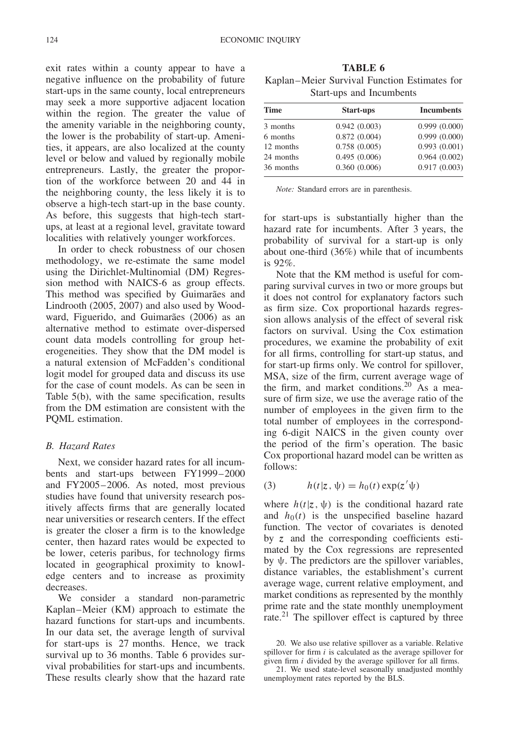exit rates within a county appear to have a negative influence on the probability of future start-ups in the same county, local entrepreneurs may seek a more supportive adjacent location within the region. The greater the value of the amenity variable in the neighboring county, the lower is the probability of start-up. Amenities, it appears, are also localized at the county level or below and valued by regionally mobile entrepreneurs. Lastly, the greater the proportion of the workforce between 20 and 44 in the neighboring county, the less likely it is to observe a high-tech start-up in the base county. As before, this suggests that high-tech start-ups, at least at a regional level, gravitate toward localities with relatively younger workforces.

In order to check robustness of our chosen methodology, we re-estimate the same model using the Dirichlet-Multinomial (DM) Regression method with NAICS-6 as group effects. This method was specified by Guimarães and Lindrooth (2005, 2007) and also used by Woodward, Figuerido, and Guimarães (2006) as an alternative method to estimate over-dispersed count data models controlling for group heterogeneities. They show that the DM model is a natural extension of McFadden's conditional logit model for grouped data and discuss its use for the case of count models. As can be seen in Table 5(b), with the same specification, results from the DM estimation are consistent with the PQML estimation.

### *B. Hazard Rates*

Next, we consider hazard rates for all incumbents and start-ups between FY1999–2000 and FY2005–2006. As noted, most previous studies have found that university research positively affects firms that are generally located near universities or research centers. If the effect is greater the closer a firm is to the knowledge center, then hazard rates would be expected to be lower, ceteris paribus, for technology firms located in geographical proximity to knowledge centers and to increase as proximity decreases.

We consider a standard non-parametric Kaplan–Meier (KM) approach to estimate the hazard functions for start-ups and incumbents. In our data set, the average length of survival for start-ups is 27 months. Hence, we track survival up to 36 months. Table 6 provides survival probabilities for start-ups and incumbents. These results clearly show that the hazard rate for start-ups is substantially higher than the hazard rate for incumbents. After 3 years, the probability of survival for a start-up is only about one-third (36%) while that of incumbents is 92%.

**TABLE 6**
Kaplan–Meier Survival Function Estimates for Start-ups and Incumbents

| Time | Start-ups | Incumbents |
|---|---|---|
| 3 months | 0.942 (0.003) | 0.999 (0.000) |
| 6 months | 0.872 (0.004) | 0.999 (0.000) |
| 12 months | 0.758 (0.005) | 0.993 (0.001) |
| 24 months | 0.495 (0.006) | 0.964 (0.002) |
| 36 months | 0.360 (0.006) | 0.917 (0.003) |

*Note:* Standard errors are in parenthesis.

Note that the KM method is useful for comparing survival curves in two or more groups but it does not control for explanatory factors such as firm size. Cox proportional hazards regression allows analysis of the effect of several risk factors on survival. Using the Cox estimation procedures, we examine the probability of exit for all firms, controlling for start-up status, and for start-up firms only. We control for spillover, MSA, size of the firm, current average wage of the firm, and market conditions.[20] As a measure of firm size, we use the average ratio of the number of employees in the given firm to the total number of employees in the corresponding 6-digit NAICS in the given county over the period of the firm's operation. The basic Cox proportional hazard model can be written as follows:

$$(3) \qquad h(t|z,\psi) = h_0(t)\exp(z'\psi)$$

where $h(t|z,\psi)$ is the conditional hazard rate and $h_0(t)$ is the unspecified baseline hazard function. The vector of covariates is denoted by $z$ and the corresponding coefficients estimated by the Cox regressions are represented by $\psi$. The predictors are the spillover variables, distance variables, the establishment's current average wage, current relative employment, and market conditions as represented by the monthly prime rate and the state monthly unemployment rate.[21] The spillover effect is captured by three

20. We also use relative spillover as a variable. Relative spillover for firm $i$ is calculated as the average spillover for given firm $i$ divided by the average spillover for all firms.

21. We used state-level seasonally unadjusted monthly unemployment rates reported by the BLS.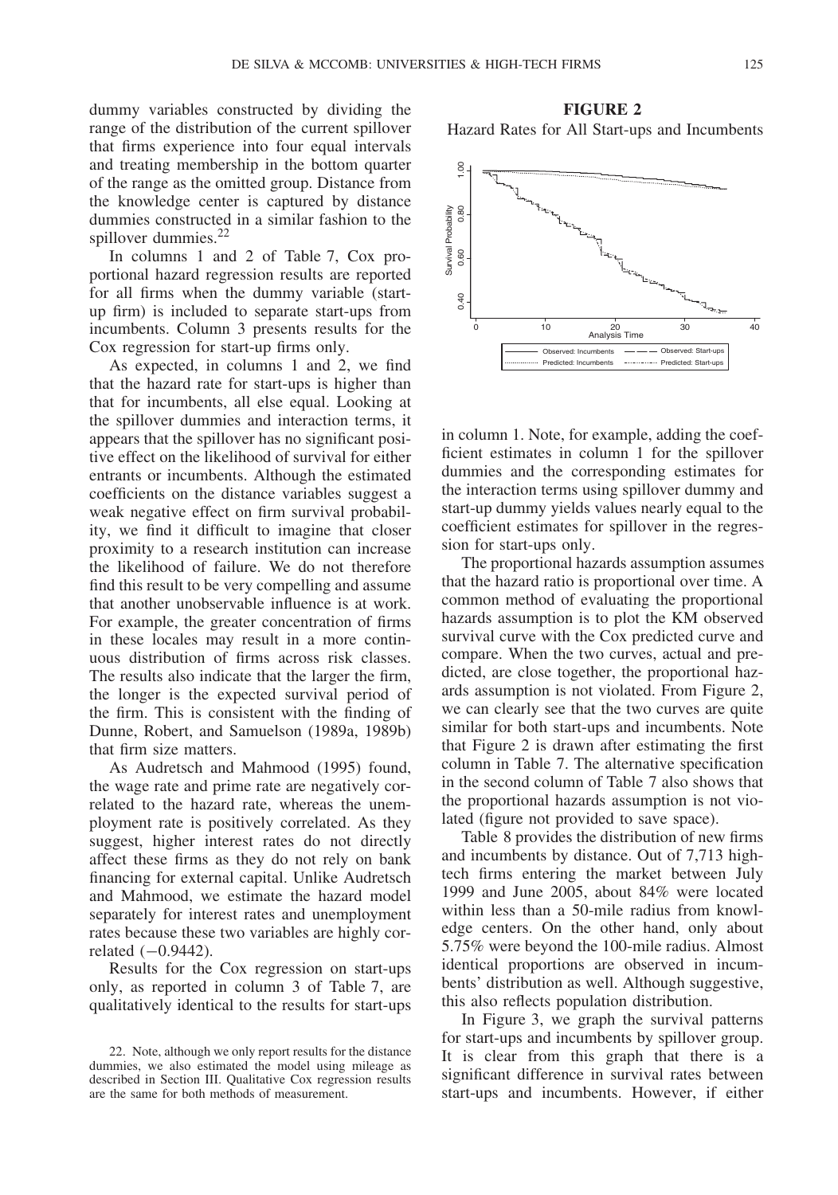dummy variables constructed by dividing the range of the distribution of the current spillover that firms experience into four equal intervals and treating membership in the bottom quarter of the range as the omitted group. Distance from the knowledge center is captured by distance dummies constructed in a similar fashion to the spillover dummies.[22]

In columns 1 and 2 of Table 7, Cox proportional hazard regression results are reported for all firms when the dummy variable (start-up firm) is included to separate start-ups from incumbents. Column 3 presents results for the Cox regression for start-up firms only.

As expected, in columns 1 and 2, we find that the hazard rate for start-ups is higher than that for incumbents, all else equal. Looking at the spillover dummies and interaction terms, it appears that the spillover has no significant positive effect on the likelihood of survival for either entrants or incumbents. Although the estimated coefficients on the distance variables suggest a weak negative effect on firm survival probability, we find it difficult to imagine that closer proximity to a research institution can increase the likelihood of failure. We do not therefore find this result to be very compelling and assume that another unobservable influence is at work. For example, the greater concentration of firms in these locales may result in a more continuous distribution of firms across risk classes. The results also indicate that the larger the firm, the longer is the expected survival period of the firm. This is consistent with the finding of Dunne, Robert, and Samuelson (1989a, 1989b) that firm size matters.

As Audretsch and Mahmood (1995) found, the wage rate and prime rate are negatively correlated to the hazard rate, whereas the unemployment rate is positively correlated. As they suggest, higher interest rates do not directly affect these firms as they do not rely on bank financing for external capital. Unlike Audretsch and Mahmood, we estimate the hazard model separately for interest rates and unemployment rates because these two variables are highly correlated (−0.9442).

Results for the Cox regression on start-ups only, as reported in column 3 of Table 7, are qualitatively identical to the results for start-ups

**FIGURE 2**
Hazard Rates for All Start-ups and Incumbents

in column 1. Note, for example, adding the coefficient estimates in column 1 for the spillover dummies and the corresponding estimates for the interaction terms using spillover dummy and start-up dummy yields values nearly equal to the coefficient estimates for spillover in the regression for start-ups only.

The proportional hazards assumption assumes that the hazard ratio is proportional over time. A common method of evaluating the proportional hazards assumption is to plot the KM observed survival curve with the Cox predicted curve and compare. When the two curves, actual and predicted, are close together, the proportional hazards assumption is not violated. From Figure 2, we can clearly see that the two curves are quite similar for both start-ups and incumbents. Note that Figure 2 is drawn after estimating the first column in Table 7. The alternative specification in the second column of Table 7 also shows that the proportional hazards assumption is not violated (figure not provided to save space).

Table 8 provides the distribution of new firms and incumbents by distance. Out of 7,713 high-tech firms entering the market between July 1999 and June 2005, about 84% were located within less than a 50-mile radius from knowledge centers. On the other hand, only about 5.75% were beyond the 100-mile radius. Almost identical proportions are observed in incumbents' distribution as well. Although suggestive, this also reflects population distribution.

In Figure 3, we graph the survival patterns for start-ups and incumbents by spillover group. It is clear from this graph that there is a significant difference in survival rates between start-ups and incumbents. However, if either

22. Note, although we only report results for the distance dummies, we also estimated the model using mileage as described in Section III. Qualitative Cox regression results are the same for both methods of measurement.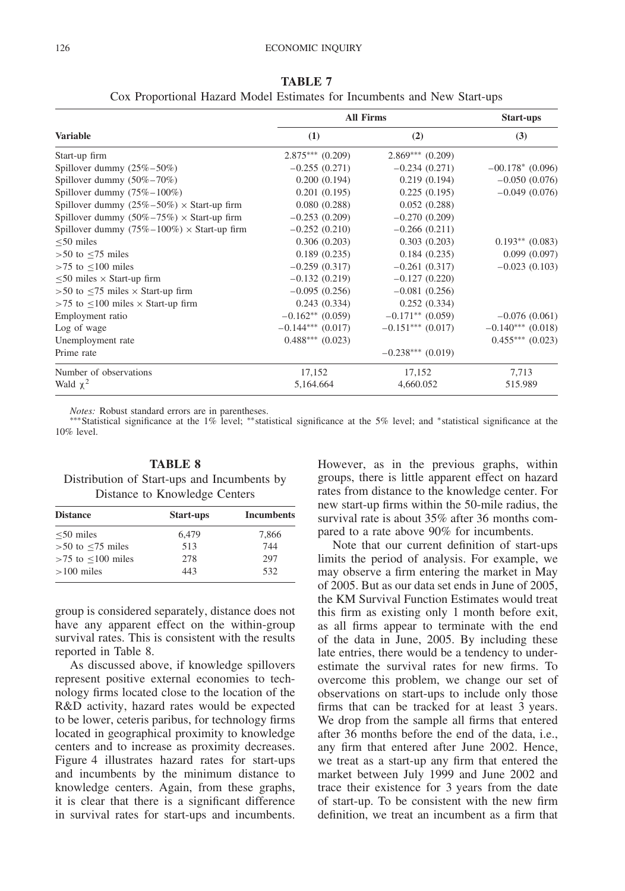**TABLE 7**
Cox Proportional Hazard Model Estimates for Incumbents and New Start-ups

| Variable | All Firms (1) | All Firms (2) | Start-ups (3) |
|---|---|---|---|
| Start-up firm | 2.875*** (0.209) | 2.869*** (0.209) | |
| Spillover dummy (25%–50%) | −0.255 (0.271) | −0.234 (0.271) | −00.178* (0.096) |
| Spillover dummy (50%–70%) | 0.200 (0.194) | 0.219 (0.194) | −0.050 (0.076) |
| Spillover dummy (75%–100%) | 0.201 (0.195) | 0.225 (0.195) | −0.049 (0.076) |
| Spillover dummy (25%–50%) × Start-up firm | 0.080 (0.288) | 0.052 (0.288) | |
| Spillover dummy (50%–75%) × Start-up firm | −0.253 (0.209) | −0.270 (0.209) | |
| Spillover dummy (75%–100%) × Start-up firm | −0.252 (0.210) | −0.266 (0.211) | |
| ≤50 miles | 0.306 (0.203) | 0.303 (0.203) | 0.193** (0.083) |
| >50 to ≤75 miles | 0.189 (0.235) | 0.184 (0.235) | 0.099 (0.097) |
| >75 to ≤100 miles | −0.259 (0.317) | −0.261 (0.317) | −0.023 (0.103) |
| ≤50 miles × Start-up firm | −0.132 (0.219) | −0.127 (0.220) | |
| >50 to ≤75 miles × Start-up firm | −0.095 (0.256) | −0.081 (0.256) | |
| >75 to ≤100 miles × Start-up firm | 0.243 (0.334) | 0.252 (0.334) | |
| Employment ratio | −0.162** (0.059) | −0.171** (0.059) | −0.076 (0.061) |
| Log of wage | −0.144*** (0.017) | −0.151*** (0.017) | −0.140*** (0.018) |
| Unemployment rate | 0.488*** (0.023) | | 0.455*** (0.023) |
| Prime rate | | −0.238*** (0.019) | |
| Number of observations | 17,152 | 17,152 | 7,713 |
| Wald $\chi^2$ | 5,164.664 | 4,660.052 | 515.989 |

*Notes:* Robust standard errors are in parentheses.
***Statistical significance at the 1% level; **statistical significance at the 5% level; and *statistical significance at the 10% level.

**TABLE 8**
Distribution of Start-ups and Incumbents by Distance to Knowledge Centers

| Distance | Start-ups | Incumbents |
|---|---|---|
| ≤50 miles | 6,479 | 7,866 |
| >50 to ≤75 miles | 513 | 744 |
| >75 to ≤100 miles | 278 | 297 |
| >100 miles | 443 | 532 |

group is considered separately, distance does not have any apparent effect on the within-group survival rates. This is consistent with the results reported in Table 8.

As discussed above, if knowledge spillovers represent positive external economies to technology firms located close to the location of the R&D activity, hazard rates would be expected to be lower, ceteris paribus, for technology firms located in geographical proximity to knowledge centers and to increase as proximity decreases. Figure 4 illustrates hazard rates for start-ups and incumbents by the minimum distance to knowledge centers. Again, from these graphs, it is clear that there is a significant difference in survival rates for start-ups and incumbents. However, as in the previous graphs, within groups, there is little apparent effect on hazard rates from distance to the knowledge center. For new start-up firms within the 50-mile radius, the survival rate is about 35% after 36 months compared to a rate above 90% for incumbents.

Note that our current definition of start-ups limits the period of analysis. For example, we may observe a firm entering the market in May of 2005. But as our data set ends in June of 2005, the KM Survival Function Estimates would treat this firm as existing only 1 month before exit, as all firms appear to terminate with the end of the data in June, 2005. By including these late entries, there would be a tendency to underestimate the survival rates for new firms. To overcome this problem, we change our set of observations on start-ups to include only those firms that can be tracked for at least 3 years. We drop from the sample all firms that entered after 36 months before the end of the data, i.e., any firm that entered after June 2002. Hence, we treat as a start-up any firm that entered the market between July 1999 and June 2002 and trace their existence for 3 years from the date of start-up. To be consistent with the new firm definition, we treat an incumbent as a firm that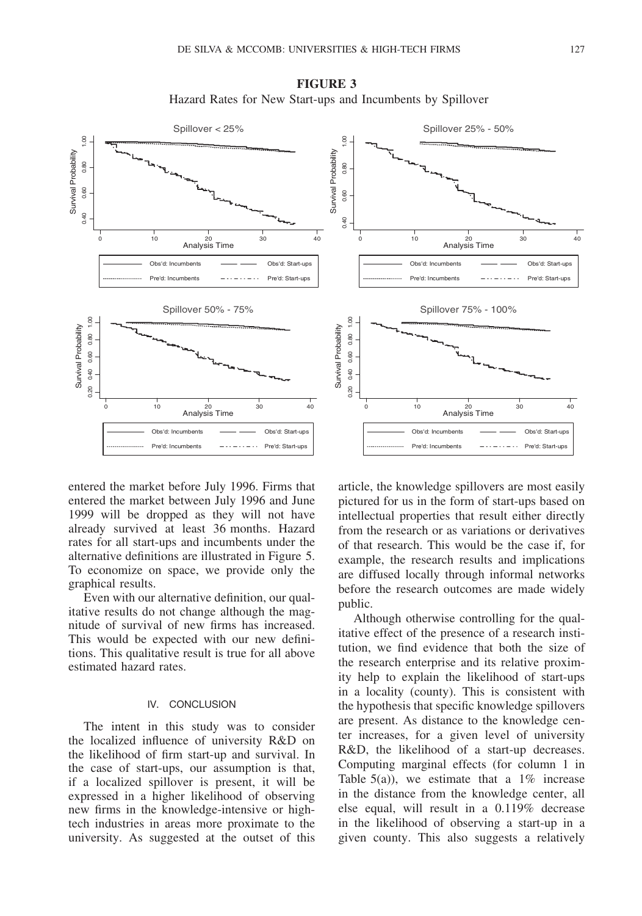**FIGURE 3**
Hazard Rates for New Start-ups and Incumbents by Spillover

entered the market before July 1996. Firms that entered the market between July 1996 and June 1999 will be dropped as they will not have already survived at least 36 months. Hazard rates for all start-ups and incumbents under the alternative definitions are illustrated in Figure 5. To economize on space, we provide only the graphical results.

Even with our alternative definition, our qualitative results do not change although the magnitude of survival of new firms has increased. This would be expected with our new definitions. This qualitative result is true for all above estimated hazard rates.

## IV. CONCLUSION

The intent in this study was to consider the localized influence of university R&D on the likelihood of firm start-up and survival. In the case of start-ups, our assumption is that, if a localized spillover is present, it will be expressed in a higher likelihood of observing new firms in the knowledge-intensive or high-tech industries in areas more proximate to the university. As suggested at the outset of this article, the knowledge spillovers are most easily pictured for us in the form of start-ups based on intellectual properties that result either directly from the research or as variations or derivatives of that research. This would be the case if, for example, the research results and implications are diffused locally through informal networks before the research outcomes are made widely public.

Although otherwise controlling for the qualitative effect of the presence of a research institution, we find evidence that both the size of the research enterprise and its relative proximity help to explain the likelihood of start-ups in a locality (county). This is consistent with the hypothesis that specific knowledge spillovers are present. As distance to the knowledge center increases, for a given level of university R&D, the likelihood of a start-up decreases. Computing marginal effects (for column 1 in Table 5(a)), we estimate that a 1% increase in the distance from the knowledge center, all else equal, will result in a 0.119% decrease in the likelihood of observing a start-up in a given county. This also suggests a relatively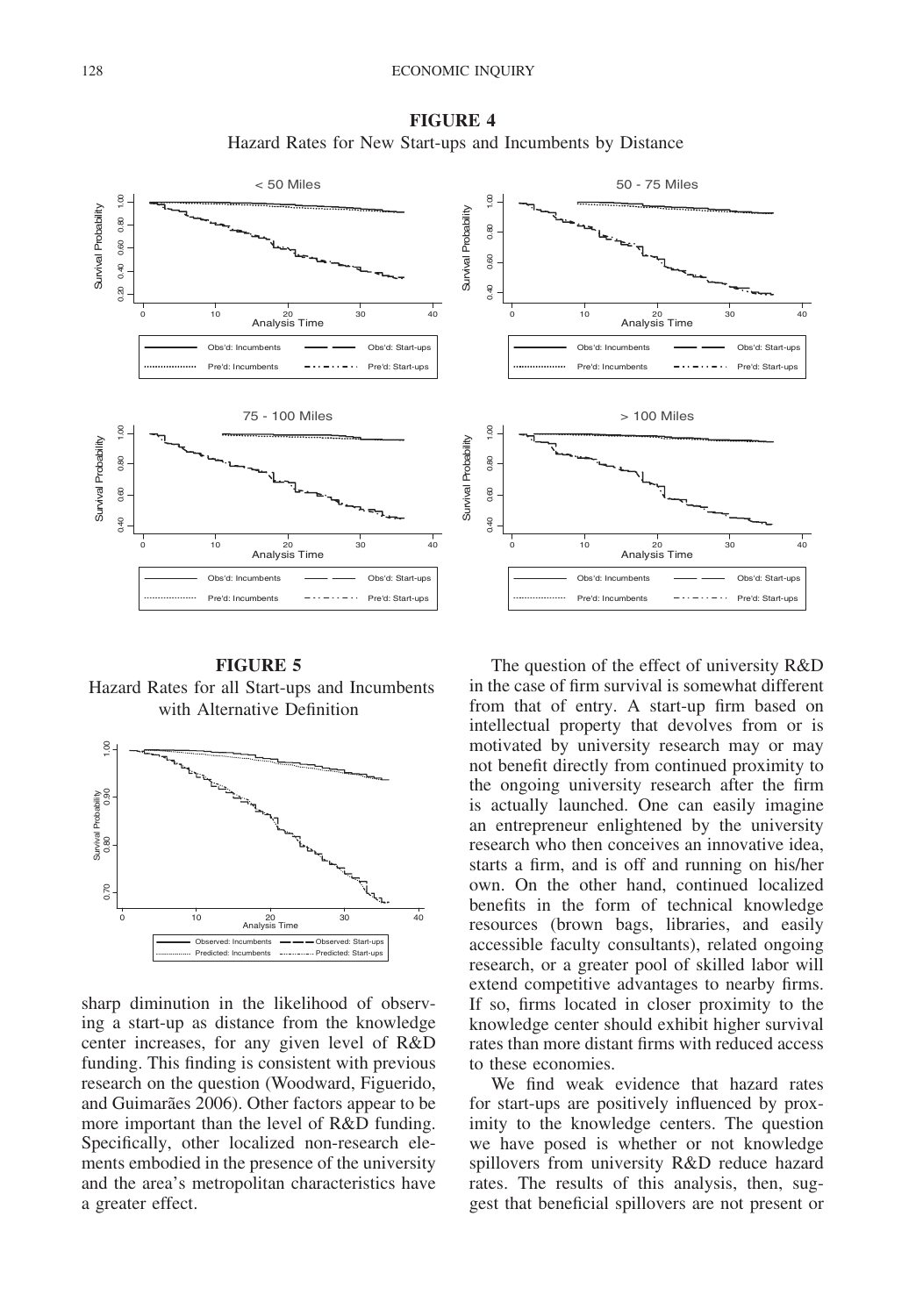**FIGURE 4**
Hazard Rates for New Start-ups and Incumbents by Distance

**FIGURE 5**
Hazard Rates for all Start-ups and Incumbents with Alternative Definition

sharp diminution in the likelihood of observing a start-up as distance from the knowledge center increases, for any given level of R&D funding. This finding is consistent with previous research on the question (Woodward, Figuerido, and Guimarães 2006). Other factors appear to be more important than the level of R&D funding. Specifically, other localized non-research elements embodied in the presence of the university and the area's metropolitan characteristics have a greater effect.

The question of the effect of university R&D in the case of firm survival is somewhat different from that of entry. A start-up firm based on intellectual property that devolves from or is motivated by university research may or may not benefit directly from continued proximity to the ongoing university research after the firm is actually launched. One can easily imagine an entrepreneur enlightened by the university research who then conceives an innovative idea, starts a firm, and is off and running on his/her own. On the other hand, continued localized benefits in the form of technical knowledge resources (brown bags, libraries, and easily accessible faculty consultants), related ongoing research, or a greater pool of skilled labor will extend competitive advantages to nearby firms. If so, firms located in closer proximity to the knowledge center should exhibit higher survival rates than more distant firms with reduced access to these economies.

We find weak evidence that hazard rates for start-ups are positively influenced by proximity to the knowledge centers. The question we have posed is whether or not knowledge spillovers from university R&D reduce hazard rates. The results of this analysis, then, suggest that beneficial spillovers are not present or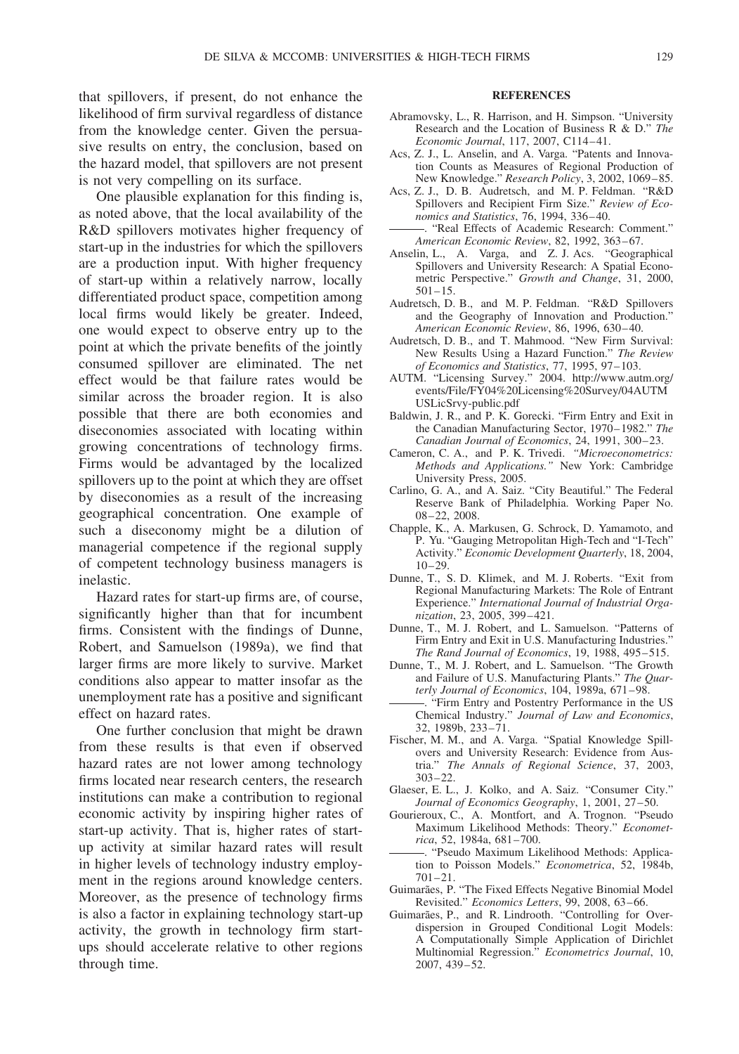that spillovers, if present, do not enhance the likelihood of firm survival regardless of distance from the knowledge center. Given the persuasive results on entry, the conclusion, based on the hazard model, that spillovers are not present is not very compelling on its surface.

One plausible explanation for this finding is, as noted above, that the local availability of the R&D spillovers motivates higher frequency of start-up in the industries for which the spillovers are a production input. With higher frequency of start-up within a relatively narrow, locally differentiated product space, competition among local firms would likely be greater. Indeed, one would expect to observe entry up to the point at which the private benefits of the jointly consumed spillover are eliminated. The net effect would be that failure rates would be similar across the broader region. It is also possible that there are both economies and diseconomies associated with locating within growing concentrations of technology firms. Firms would be advantaged by the localized spillovers up to the point at which they are offset by diseconomies as a result of the increasing geographical concentration. One example of such a diseconomy might be a dilution of managerial competence if the regional supply of competent technology business managers is inelastic.

Hazard rates for start-up firms are, of course, significantly higher than that for incumbent firms. Consistent with the findings of Dunne, Robert, and Samuelson (1989a), we find that larger firms are more likely to survive. Market conditions also appear to matter insofar as the unemployment rate has a positive and significant effect on hazard rates.

One further conclusion that might be drawn from these results is that even if observed hazard rates are not lower among technology firms located near research centers, the research institutions can make a contribution to regional economic activity by inspiring higher rates of start-up activity. That is, higher rates of start-up activity at similar hazard rates will result in higher levels of technology industry employment in the regions around knowledge centers. Moreover, as the presence of technology firms is also a factor in explaining technology start-up activity, the growth in technology firm start-ups should accelerate relative to other regions through time.

## REFERENCES

Abramovsky, L., R. Harrison, and H. Simpson. "University Research and the Location of Business R & D." *The Economic Journal*, 117, 2007, C114–41.

Acs, Z. J., L. Anselin, and A. Varga. "Patents and Innovation Counts as Measures of Regional Production of New Knowledge." *Research Policy*, 3, 2002, 1069–85.

Acs, Z. J., D. B. Audretsch, and M. P. Feldman. "R&D Spillovers and Recipient Firm Size." *Review of Economics and Statistics*, 76, 1994, 336–40.

———. "Real Effects of Academic Research: Comment." *American Economic Review*, 82, 1992, 363–67.

Anselin, L., A. Varga, and Z. J. Acs. "Geographical Spillovers and University Research: A Spatial Econometric Perspective." *Growth and Change*, 31, 2000, 501–15.

Audretsch, D. B., and M. P. Feldman. "R&D Spillovers and the Geography of Innovation and Production." *American Economic Review*, 86, 1996, 630–40.

Audretsch, D. B., and T. Mahmood. "New Firm Survival: New Results Using a Hazard Function." *The Review of Economics and Statistics*, 77, 1995, 97–103.

AUTM. "Licensing Survey." 2004. http://www.autm.org/events/File/FY04%20Licensing%20Survey/04AUTMUSLicSrvy-public.pdf

Baldwin, J. R., and P. K. Gorecki. "Firm Entry and Exit in the Canadian Manufacturing Sector, 1970–1982." *The Canadian Journal of Economics*, 24, 1991, 300–23.

Cameron, C. A., and P. K. Trivedi. *"Microeconometrics: Methods and Applications."* New York: Cambridge University Press, 2005.

Carlino, G. A., and A. Saiz. "City Beautiful." The Federal Reserve Bank of Philadelphia. Working Paper No. 08–22, 2008.

Chapple, K., A. Markusen, G. Schrock, D. Yamamoto, and P. Yu. "Gauging Metropolitan High-Tech and "I-Tech" Activity." *Economic Development Quarterly*, 18, 2004, 10–29.

Dunne, T., S. D. Klimek, and M. J. Roberts. "Exit from Regional Manufacturing Markets: The Role of Entrant Experience." *International Journal of Industrial Organization*, 23, 2005, 399–421.

Dunne, T., M. J. Robert, and L. Samuelson. "Patterns of Firm Entry and Exit in U.S. Manufacturing Industries." *The Rand Journal of Economics*, 19, 1988, 495–515.

Dunne, T., M. J. Robert, and L. Samuelson. "The Growth and Failure of U.S. Manufacturing Plants." *The Quarterly Journal of Economics*, 104, 1989a, 671–98.

———. "Firm Entry and Postentry Performance in the US Chemical Industry." *Journal of Law and Economics*, 32, 1989b, 233–71.

Fischer, M. M., and A. Varga. "Spatial Knowledge Spillovers and University Research: Evidence from Austria." *The Annals of Regional Science*, 37, 2003, 303–22.

Glaeser, E. L., J. Kolko, and A. Saiz. "Consumer City." *Journal of Economics Geography*, 1, 2001, 27–50.

Gourieroux, C., A. Montfort, and A. Trognon. "Pseudo Maximum Likelihood Methods: Theory." *Econometrica*, 52, 1984a, 681–700.

———. "Pseudo Maximum Likelihood Methods: Application to Poisson Models." *Econometrica*, 52, 1984b, 701–21.

Guimarães, P. "The Fixed Effects Negative Binomial Model Revisited." *Economics Letters*, 99, 2008, 63–66.

Guimarães, P., and R. Lindrooth. "Controlling for Overdispersion in Grouped Conditional Logit Models: A Computationally Simple Application of Dirichlet Multinomial Regression." *Econometrics Journal*, 10, 2007, 439–52.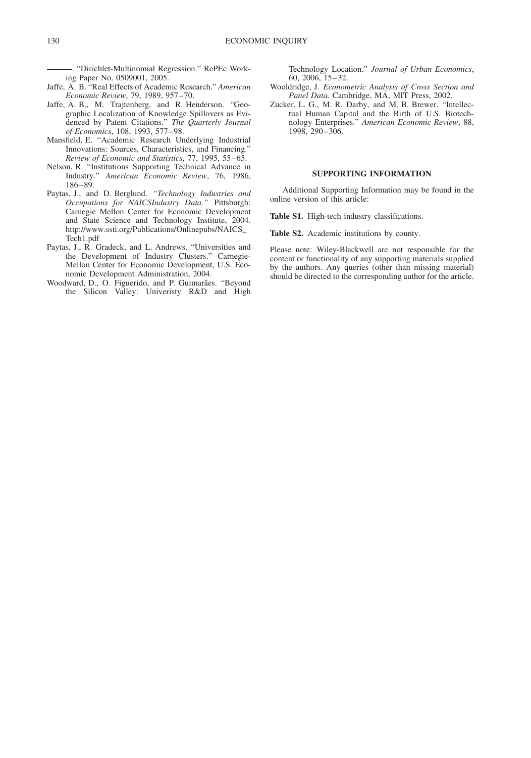———. "Dirichlet-Multinomial Regression." RePEc Working Paper No. 0509001, 2005.

Jaffe, A. B. "Real Effects of Academic Research." *American Economic Review*, 79, 1989, 957–70.

Jaffe, A. B., M. Trajtenberg, and R. Henderson. "Geographic Localization of Knowledge Spillovers as Evidenced by Patent Citations." *The Quarterly Journal of Economics*, 108, 1993, 577–98.

Mansfield, E. "Academic Research Underlying Industrial Innovations: Sources, Characteristics, and Financing." *Review of Economic and Statistics*, 77, 1995, 55–65.

Nelson, R. "Institutions Supporting Technical Advance in Industry." *American Economic Review*, 76, 1986, 186–89.

Paytas, J., and D. Berglund. *"Technology Industries and Occupations for NAICSIndustry Data."* Pittsburgh: Carnegie Mellon Center for Economic Development and State Science and Technology Institute, 2004. http://www.ssti.org/Publications/Onlinepubs/NAICS_Tech1.pdf

Paytas, J., R. Gradeck, and L. Andrews. "Universities and the Development of Industry Clusters." Carnegie-Mellon Center for Economic Development, U.S. Economic Development Administration, 2004.

Woodward, D., O. Figuerido, and P. Guimarães. "Beyond the Silicon Valley: Univeristy R&D and High Technology Location." *Journal of Urban Economics*, 60, 2006, 15–32.

Wooldridge, J. *Econometric Analysis of Cross Section and Panel Data.* Cambridge, MA, MIT Press, 2002.

Zucker, L. G., M. R. Darby, and M. B. Brewer. "Intellectual Human Capital and the Birth of U.S. Biotechnology Enterprises." *American Economic Review*, 88, 1998, 290–306.

## SUPPORTING INFORMATION

Additional Supporting Information may be found in the online version of this article:

**Table S1.** High-tech industry classifications.

**Table S2.** Academic institutions by county.

Please note: Wiley-Blackwell are not responsible for the content or functionality of any supporting materials supplied by the authors. Any queries (other than missing material) should be directed to the corresponding author for the article.